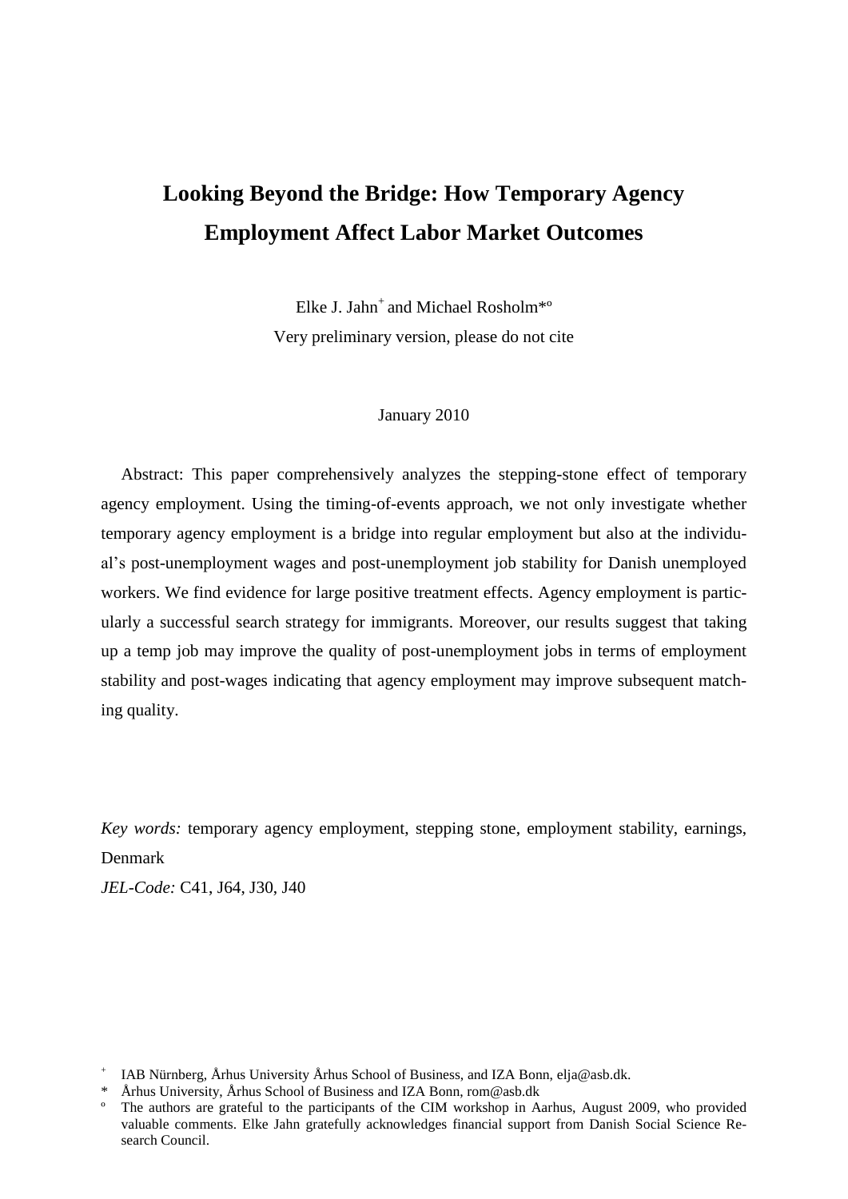# Looking Beyond the Bridge: How Temporary Agency Employment Affect Labor Market Outcomes

Elke J. Jahn[+] and Michael Rosholm[*º]

Very preliminary version, please do not cite

January 2010

Abstract: This paper comprehensively analyzes the stepping-stone effect of temporary agency employment. Using the timing-of-events approach, we not only investigate whether temporary agency employment is a bridge into regular employment but also at the individual's post-unemployment wages and post-unemployment job stability for Danish unemployed workers. We find evidence for large positive treatment effects. Agency employment is particularly a successful search strategy for immigrants. Moreover, our results suggest that taking up a temp job may improve the quality of post-unemployment jobs in terms of employment stability and post-wages indicating that agency employment may improve subsequent matching quality.

*Key words:* temporary agency employment, stepping stone, employment stability, earnings, Denmark

*JEL-Code:* C41, J64, J30, J40

---

[+] IAB Nürnberg, Århus University Århus School of Business, and IZA Bonn, elja@asb.dk.

[*] Århus University, Århus School of Business and IZA Bonn, rom@asb.dk

[º] The authors are grateful to the participants of the CIM workshop in Aarhus, August 2009, who provided valuable comments. Elke Jahn gratefully acknowledges financial support from Danish Social Science Research Council.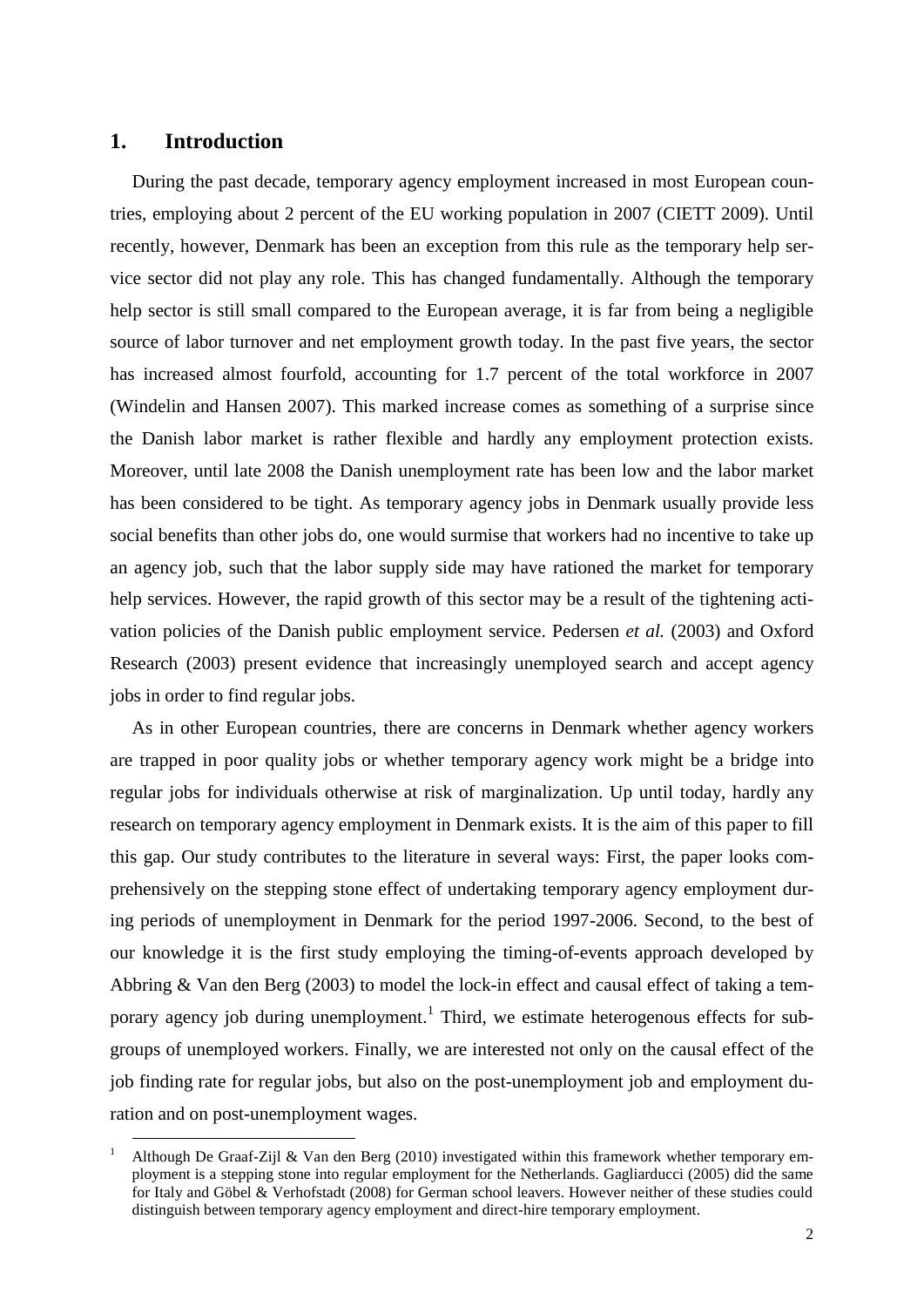## 1. Introduction

During the past decade, temporary agency employment increased in most European countries, employing about 2 percent of the EU working population in 2007 (CIETT 2009). Until recently, however, Denmark has been an exception from this rule as the temporary help service sector did not play any role. This has changed fundamentally. Although the temporary help sector is still small compared to the European average, it is far from being a negligible source of labor turnover and net employment growth today. In the past five years, the sector has increased almost fourfold, accounting for 1.7 percent of the total workforce in 2007 (Windelin and Hansen 2007). This marked increase comes as something of a surprise since the Danish labor market is rather flexible and hardly any employment protection exists. Moreover, until late 2008 the Danish unemployment rate has been low and the labor market has been considered to be tight. As temporary agency jobs in Denmark usually provide less social benefits than other jobs do, one would surmise that workers had no incentive to take up an agency job, such that the labor supply side may have rationed the market for temporary help services. However, the rapid growth of this sector may be a result of the tightening activation policies of the Danish public employment service. Pedersen *et al.* (2003) and Oxford Research (2003) present evidence that increasingly unemployed search and accept agency jobs in order to find regular jobs.

As in other European countries, there are concerns in Denmark whether agency workers are trapped in poor quality jobs or whether temporary agency work might be a bridge into regular jobs for individuals otherwise at risk of marginalization. Up until today, hardly any research on temporary agency employment in Denmark exists. It is the aim of this paper to fill this gap. Our study contributes to the literature in several ways: First, the paper looks comprehensively on the stepping stone effect of undertaking temporary agency employment during periods of unemployment in Denmark for the period 1997-2006. Second, to the best of our knowledge it is the first study employing the timing-of-events approach developed by Abbring & Van den Berg (2003) to model the lock-in effect and causal effect of taking a temporary agency job during unemployment.[1] Third, we estimate heterogenous effects for subgroups of unemployed workers. Finally, we are interested not only on the causal effect of the job finding rate for regular jobs, but also on the post-unemployment job and employment duration and on post-unemployment wages.

[1] Although De Graaf-Zijl & Van den Berg (2010) investigated within this framework whether temporary employment is a stepping stone into regular employment for the Netherlands. Gagliarducci (2005) did the same for Italy and Göbel & Verhofstadt (2008) for German school leavers. However neither of these studies could distinguish between temporary agency employment and direct-hire temporary employment.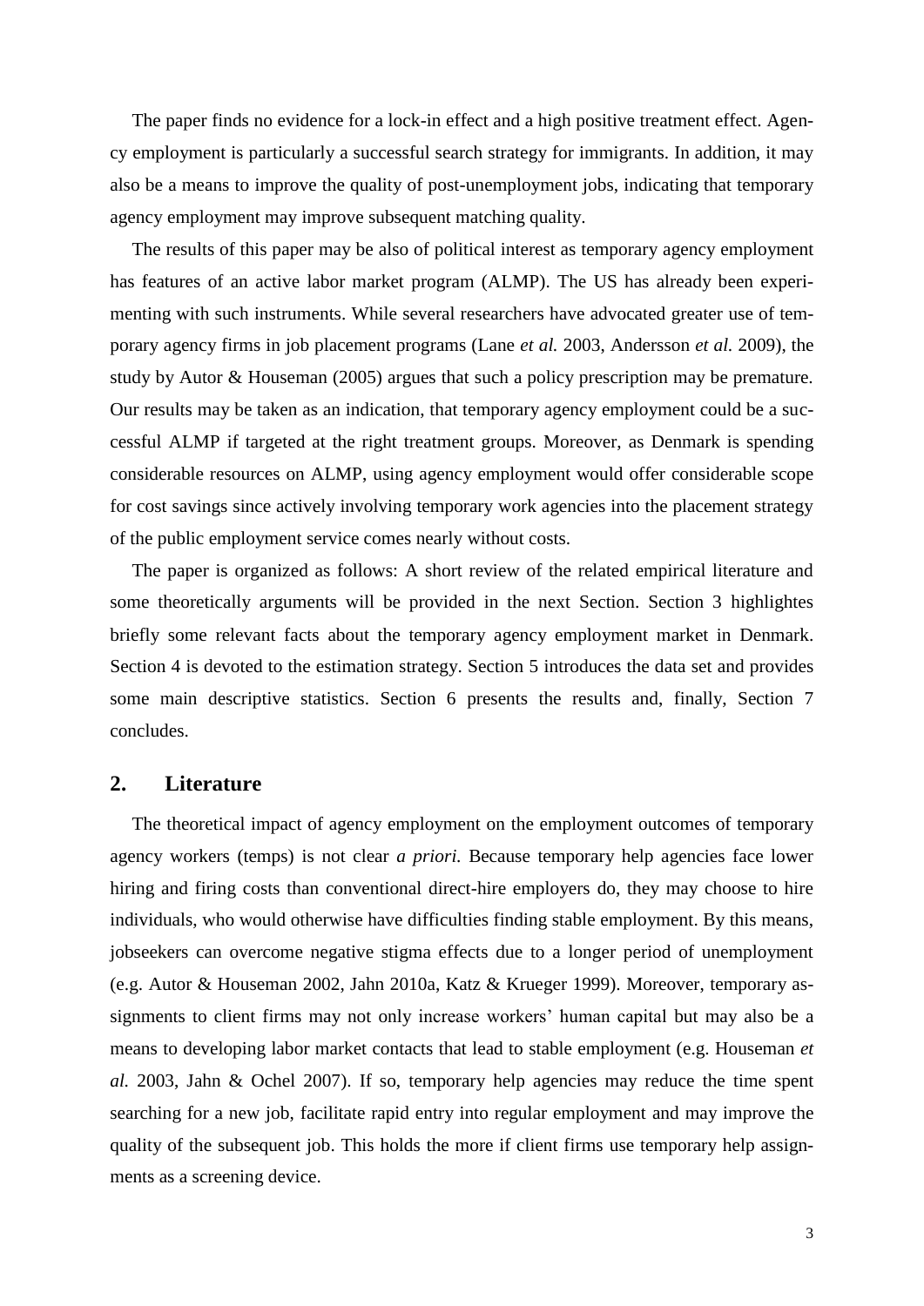The paper finds no evidence for a lock-in effect and a high positive treatment effect. Agency employment is particularly a successful search strategy for immigrants. In addition, it may also be a means to improve the quality of post-unemployment jobs, indicating that temporary agency employment may improve subsequent matching quality.

The results of this paper may be also of political interest as temporary agency employment has features of an active labor market program (ALMP). The US has already been experimenting with such instruments. While several researchers have advocated greater use of temporary agency firms in job placement programs (Lane *et al.* 2003, Andersson *et al.* 2009), the study by Autor & Houseman (2005) argues that such a policy prescription may be premature. Our results may be taken as an indication, that temporary agency employment could be a successful ALMP if targeted at the right treatment groups. Moreover, as Denmark is spending considerable resources on ALMP, using agency employment would offer considerable scope for cost savings since actively involving temporary work agencies into the placement strategy of the public employment service comes nearly without costs.

The paper is organized as follows: A short review of the related empirical literature and some theoretically arguments will be provided in the next Section. Section 3 highlightes briefly some relevant facts about the temporary agency employment market in Denmark. Section 4 is devoted to the estimation strategy. Section 5 introduces the data set and provides some main descriptive statistics. Section 6 presents the results and, finally, Section 7 concludes.

## 2. Literature

The theoretical impact of agency employment on the employment outcomes of temporary agency workers (temps) is not clear *a priori.* Because temporary help agencies face lower hiring and firing costs than conventional direct-hire employers do, they may choose to hire individuals, who would otherwise have difficulties finding stable employment. By this means, jobseekers can overcome negative stigma effects due to a longer period of unemployment (e.g. Autor & Houseman 2002, Jahn 2010a, Katz & Krueger 1999). Moreover, temporary assignments to client firms may not only increase workers' human capital but may also be a means to developing labor market contacts that lead to stable employment (e.g. Houseman *et al.* 2003, Jahn & Ochel 2007). If so, temporary help agencies may reduce the time spent searching for a new job, facilitate rapid entry into regular employment and may improve the quality of the subsequent job. This holds the more if client firms use temporary help assignments as a screening device.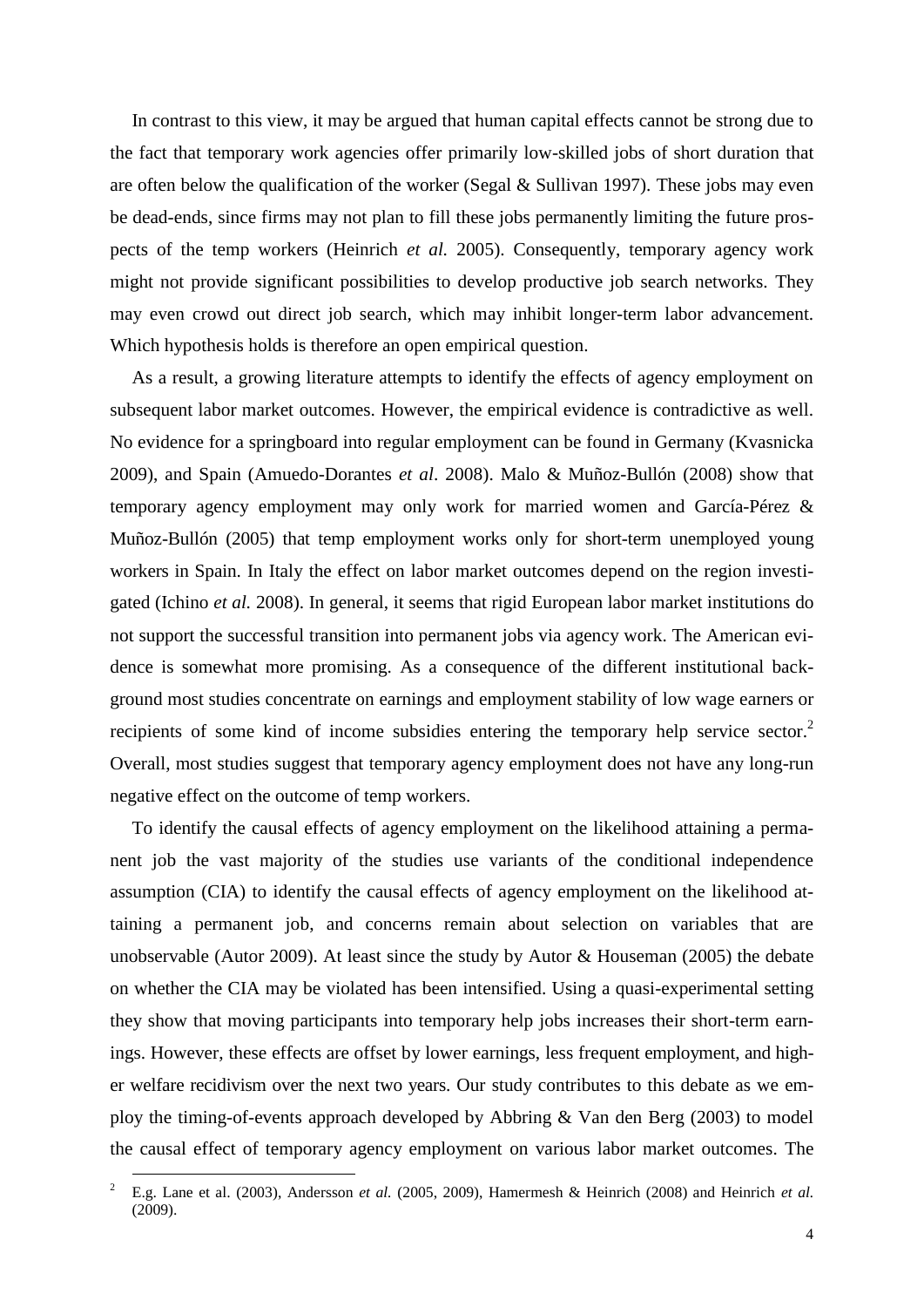In contrast to this view, it may be argued that human capital effects cannot be strong due to the fact that temporary work agencies offer primarily low-skilled jobs of short duration that are often below the qualification of the worker (Segal & Sullivan 1997). These jobs may even be dead-ends, since firms may not plan to fill these jobs permanently limiting the future prospects of the temp workers (Heinrich *et al.* 2005). Consequently, temporary agency work might not provide significant possibilities to develop productive job search networks. They may even crowd out direct job search, which may inhibit longer-term labor advancement. Which hypothesis holds is therefore an open empirical question.

As a result, a growing literature attempts to identify the effects of agency employment on subsequent labor market outcomes. However, the empirical evidence is contradictive as well. No evidence for a springboard into regular employment can be found in Germany (Kvasnicka 2009), and Spain (Amuedo-Dorantes *et al*. 2008). Malo & Muñoz-Bullón (2008) show that temporary agency employment may only work for married women and García-Pérez & Muñoz-Bullón (2005) that temp employment works only for short-term unemployed young workers in Spain. In Italy the effect on labor market outcomes depend on the region investigated (Ichino *et al.* 2008). In general, it seems that rigid European labor market institutions do not support the successful transition into permanent jobs via agency work. The American evidence is somewhat more promising. As a consequence of the different institutional background most studies concentrate on earnings and employment stability of low wage earners or recipients of some kind of income subsidies entering the temporary help service sector.[2] Overall, most studies suggest that temporary agency employment does not have any long-run negative effect on the outcome of temp workers.

To identify the causal effects of agency employment on the likelihood attaining a permanent job the vast majority of the studies use variants of the conditional independence assumption (CIA) to identify the causal effects of agency employment on the likelihood attaining a permanent job, and concerns remain about selection on variables that are unobservable (Autor 2009). At least since the study by Autor & Houseman (2005) the debate on whether the CIA may be violated has been intensified. Using a quasi-experimental setting they show that moving participants into temporary help jobs increases their short-term earnings. However, these effects are offset by lower earnings, less frequent employment, and higher welfare recidivism over the next two years. Our study contributes to this debate as we employ the timing-of-events approach developed by Abbring & Van den Berg (2003) to model the causal effect of temporary agency employment on various labor market outcomes. The

[2] E.g. Lane et al. (2003), Andersson *et al.* (2005, 2009), Hamermesh & Heinrich (2008) and Heinrich *et al.* (2009).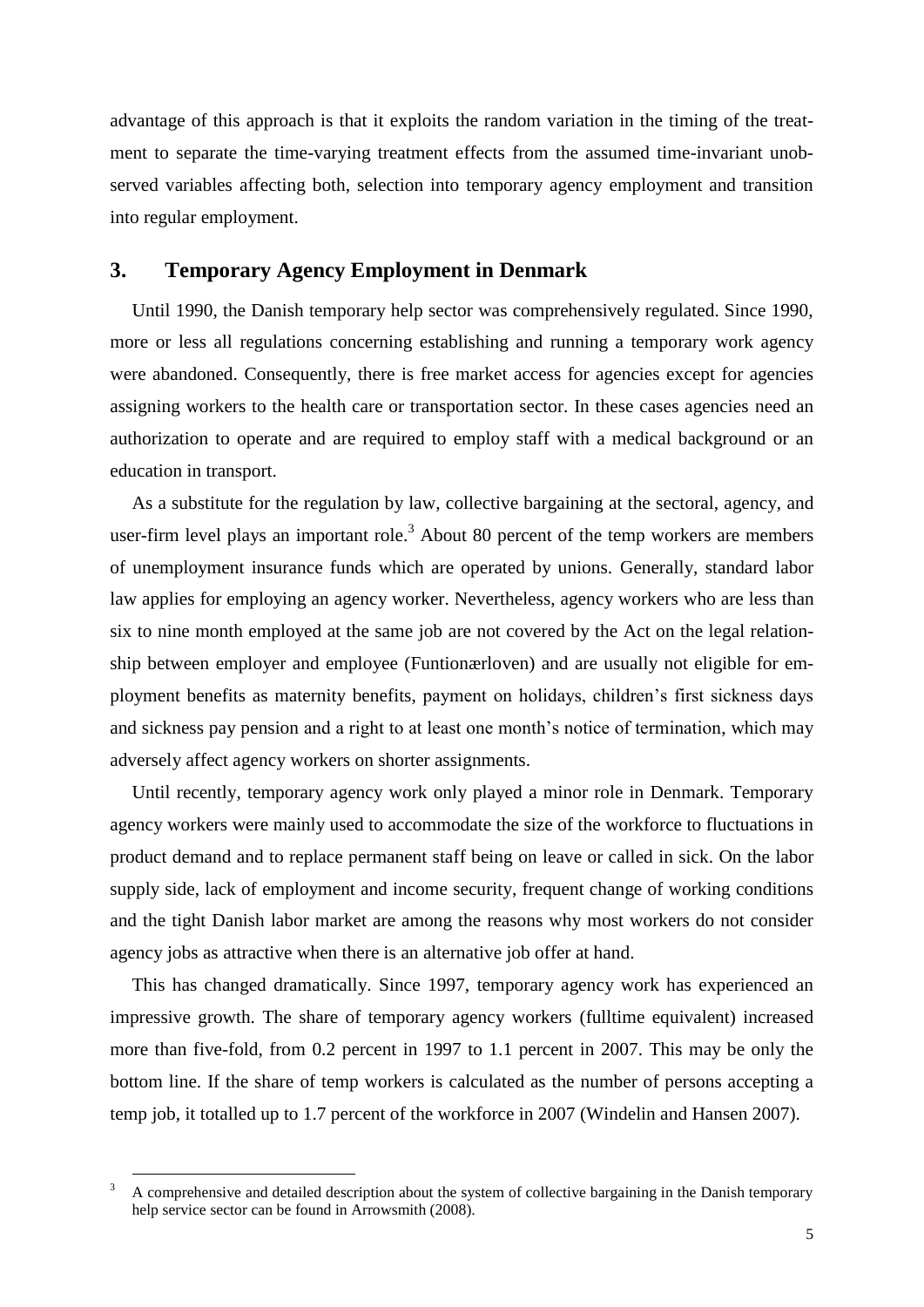advantage of this approach is that it exploits the random variation in the timing of the treatment to separate the time-varying treatment effects from the assumed time-invariant unobserved variables affecting both, selection into temporary agency employment and transition into regular employment.

## 3. Temporary Agency Employment in Denmark

Until 1990, the Danish temporary help sector was comprehensively regulated. Since 1990, more or less all regulations concerning establishing and running a temporary work agency were abandoned. Consequently, there is free market access for agencies except for agencies assigning workers to the health care or transportation sector. In these cases agencies need an authorization to operate and are required to employ staff with a medical background or an education in transport.

As a substitute for the regulation by law, collective bargaining at the sectoral, agency, and user-firm level plays an important role.[3] About 80 percent of the temp workers are members of unemployment insurance funds which are operated by unions. Generally, standard labor law applies for employing an agency worker. Nevertheless, agency workers who are less than six to nine month employed at the same job are not covered by the Act on the legal relationship between employer and employee (Funtionærloven) and are usually not eligible for employment benefits as maternity benefits, payment on holidays, children's first sickness days and sickness pay pension and a right to at least one month's notice of termination, which may adversely affect agency workers on shorter assignments.

Until recently, temporary agency work only played a minor role in Denmark. Temporary agency workers were mainly used to accommodate the size of the workforce to fluctuations in product demand and to replace permanent staff being on leave or called in sick. On the labor supply side, lack of employment and income security, frequent change of working conditions and the tight Danish labor market are among the reasons why most workers do not consider agency jobs as attractive when there is an alternative job offer at hand.

This has changed dramatically. Since 1997, temporary agency work has experienced an impressive growth. The share of temporary agency workers (fulltime equivalent) increased more than five-fold, from 0.2 percent in 1997 to 1.1 percent in 2007. This may be only the bottom line. If the share of temp workers is calculated as the number of persons accepting a temp job, it totalled up to 1.7 percent of the workforce in 2007 (Windelin and Hansen 2007).

[3] A comprehensive and detailed description about the system of collective bargaining in the Danish temporary help service sector can be found in Arrowsmith (2008).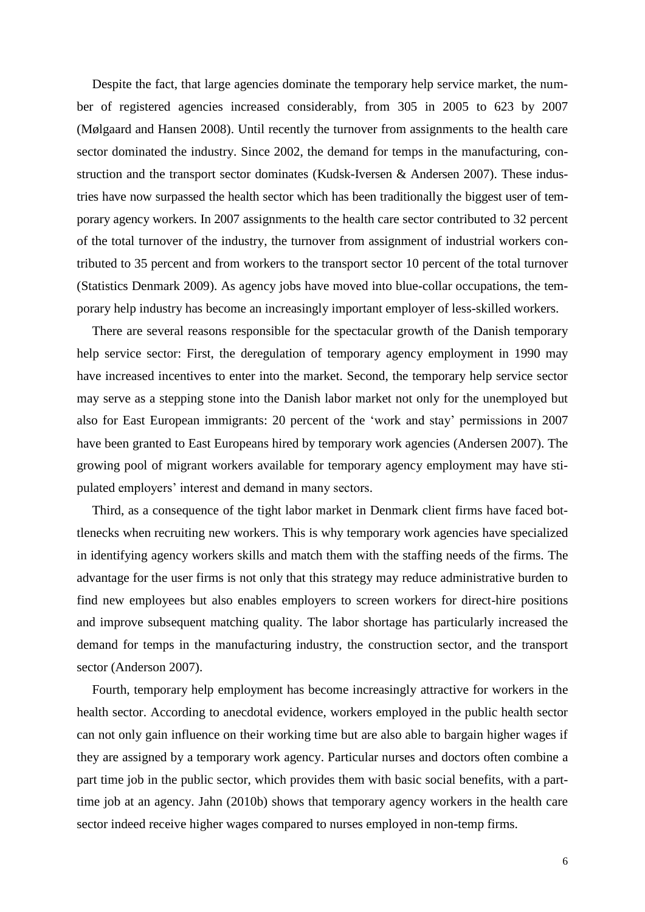Despite the fact, that large agencies dominate the temporary help service market, the number of registered agencies increased considerably, from 305 in 2005 to 623 by 2007 (Mølgaard and Hansen 2008). Until recently the turnover from assignments to the health care sector dominated the industry. Since 2002, the demand for temps in the manufacturing, construction and the transport sector dominates (Kudsk-Iversen & Andersen 2007). These industries have now surpassed the health sector which has been traditionally the biggest user of temporary agency workers. In 2007 assignments to the health care sector contributed to 32 percent of the total turnover of the industry, the turnover from assignment of industrial workers contributed to 35 percent and from workers to the transport sector 10 percent of the total turnover (Statistics Denmark 2009). As agency jobs have moved into blue-collar occupations, the temporary help industry has become an increasingly important employer of less-skilled workers.

There are several reasons responsible for the spectacular growth of the Danish temporary help service sector: First, the deregulation of temporary agency employment in 1990 may have increased incentives to enter into the market. Second, the temporary help service sector may serve as a stepping stone into the Danish labor market not only for the unemployed but also for East European immigrants: 20 percent of the 'work and stay' permissions in 2007 have been granted to East Europeans hired by temporary work agencies (Andersen 2007). The growing pool of migrant workers available for temporary agency employment may have stipulated employers' interest and demand in many sectors.

Third, as a consequence of the tight labor market in Denmark client firms have faced bottlenecks when recruiting new workers. This is why temporary work agencies have specialized in identifying agency workers skills and match them with the staffing needs of the firms. The advantage for the user firms is not only that this strategy may reduce administrative burden to find new employees but also enables employers to screen workers for direct-hire positions and improve subsequent matching quality. The labor shortage has particularly increased the demand for temps in the manufacturing industry, the construction sector, and the transport sector (Anderson 2007).

Fourth, temporary help employment has become increasingly attractive for workers in the health sector. According to anecdotal evidence, workers employed in the public health sector can not only gain influence on their working time but are also able to bargain higher wages if they are assigned by a temporary work agency. Particular nurses and doctors often combine a part time job in the public sector, which provides them with basic social benefits, with a part-time job at an agency. Jahn (2010b) shows that temporary agency workers in the health care sector indeed receive higher wages compared to nurses employed in non-temp firms.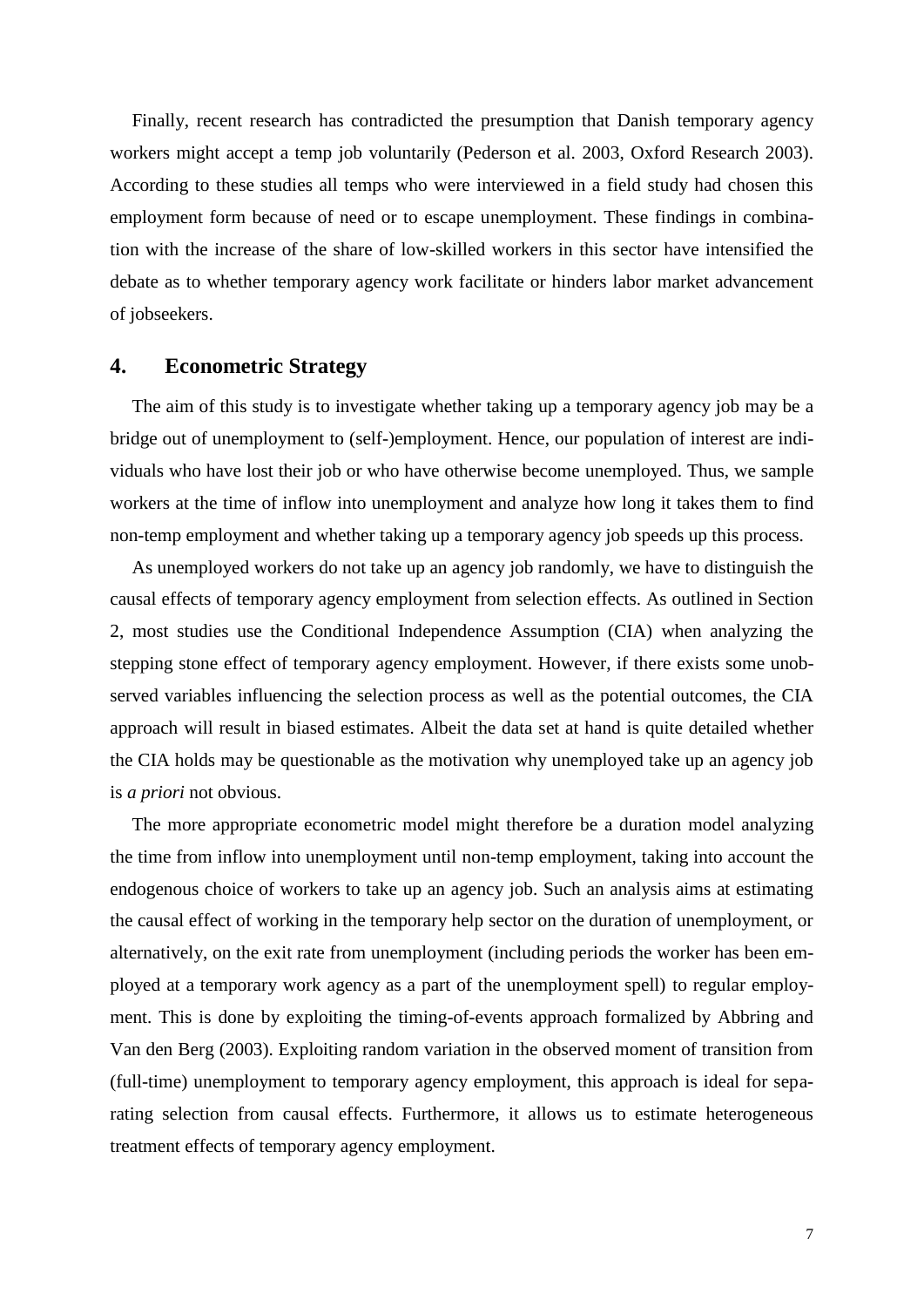Finally, recent research has contradicted the presumption that Danish temporary agency workers might accept a temp job voluntarily (Pederson et al. 2003, Oxford Research 2003). According to these studies all temps who were interviewed in a field study had chosen this employment form because of need or to escape unemployment. These findings in combination with the increase of the share of low-skilled workers in this sector have intensified the debate as to whether temporary agency work facilitate or hinders labor market advancement of jobseekers.

## 4. Econometric Strategy

The aim of this study is to investigate whether taking up a temporary agency job may be a bridge out of unemployment to (self-)employment. Hence, our population of interest are individuals who have lost their job or who have otherwise become unemployed. Thus, we sample workers at the time of inflow into unemployment and analyze how long it takes them to find non-temp employment and whether taking up a temporary agency job speeds up this process.

As unemployed workers do not take up an agency job randomly, we have to distinguish the causal effects of temporary agency employment from selection effects. As outlined in Section 2, most studies use the Conditional Independence Assumption (CIA) when analyzing the stepping stone effect of temporary agency employment. However, if there exists some unobserved variables influencing the selection process as well as the potential outcomes, the CIA approach will result in biased estimates. Albeit the data set at hand is quite detailed whether the CIA holds may be questionable as the motivation why unemployed take up an agency job is *a priori* not obvious.

The more appropriate econometric model might therefore be a duration model analyzing the time from inflow into unemployment until non-temp employment, taking into account the endogenous choice of workers to take up an agency job. Such an analysis aims at estimating the causal effect of working in the temporary help sector on the duration of unemployment, or alternatively, on the exit rate from unemployment (including periods the worker has been employed at a temporary work agency as a part of the unemployment spell) to regular employment. This is done by exploiting the timing-of-events approach formalized by Abbring and Van den Berg (2003). Exploiting random variation in the observed moment of transition from (full-time) unemployment to temporary agency employment, this approach is ideal for separating selection from causal effects. Furthermore, it allows us to estimate heterogeneous treatment effects of temporary agency employment.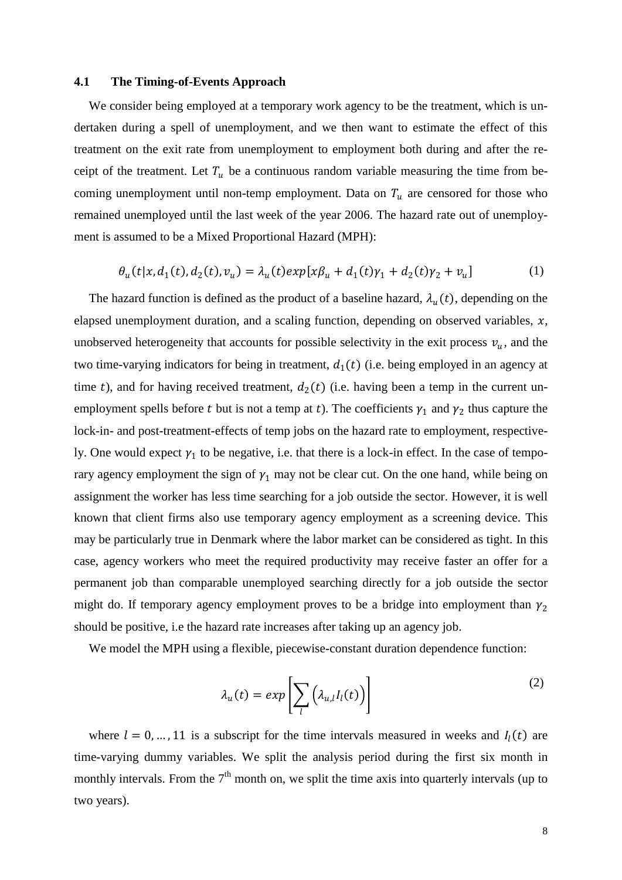### 4.1 The Timing-of-Events Approach

We consider being employed at a temporary work agency to be the treatment, which is undertaken during a spell of unemployment, and we then want to estimate the effect of this treatment on the exit rate from unemployment to employment both during and after the receipt of the treatment. Let $T_u$ be a continuous random variable measuring the time from becoming unemployment until non-temp employment. Data on $T_u$ are censored for those who remained unemployed until the last week of the year 2006. The hazard rate out of unemployment is assumed to be a Mixed Proportional Hazard (MPH):

$$\theta_u(t|x, d_1(t), d_2(t), v_u) = \lambda_u(t) exp[x\beta_u + d_1(t)\gamma_1 + d_2(t)\gamma_2 + v_u] \tag{1}$$

The hazard function is defined as the product of a baseline hazard, $\lambda_u(t)$, depending on the elapsed unemployment duration, and a scaling function, depending on observed variables, $x$, unobserved heterogeneity that accounts for possible selectivity in the exit process $v_u$, and the two time-varying indicators for being in treatment, $d_1(t)$ (i.e. being employed in an agency at time $t$), and for having received treatment, $d_2(t)$ (i.e. having been a temp in the current unemployment spells before $t$ but is not a temp at $t$). The coefficients $\gamma_1$ and $\gamma_2$ thus capture the lock-in- and post-treatment-effects of temp jobs on the hazard rate to employment, respectively. One would expect $\gamma_1$ to be negative, i.e. that there is a lock-in effect. In the case of temporary agency employment the sign of $\gamma_1$ may not be clear cut. On the one hand, while being on assignment the worker has less time searching for a job outside the sector. However, it is well known that client firms also use temporary agency employment as a screening device. This may be particularly true in Denmark where the labor market can be considered as tight. In this case, agency workers who meet the required productivity may receive faster an offer for a permanent job than comparable unemployed searching directly for a job outside the sector might do. If temporary agency employment proves to be a bridge into employment than $\gamma_2$ should be positive, i.e the hazard rate increases after taking up an agency job.

We model the MPH using a flexible, piecewise-constant duration dependence function:

$$\lambda_u(t) = exp\left[\sum_l \left(\lambda_{u,l} I_l(t)\right)\right] \tag{2}$$

where $l = 0, \ldots, 11$ is a subscript for the time intervals measured in weeks and $I_l(t)$ are time-varying dummy variables. We split the analysis period during the first six month in monthly intervals. From the 7th month on, we split the time axis into quarterly intervals (up to two years).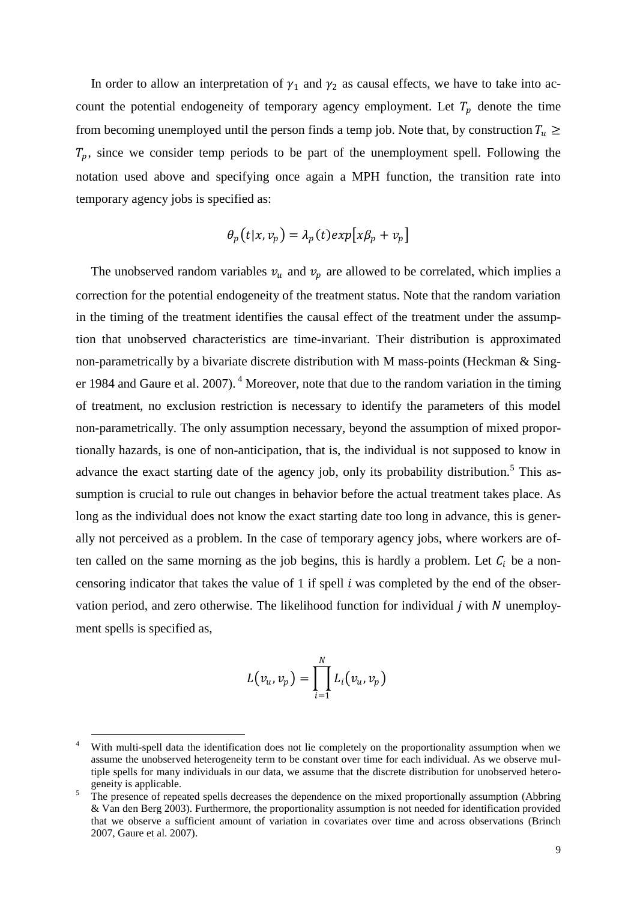In order to allow an interpretation of $\gamma_1$ and $\gamma_2$ as causal effects, we have to take into account the potential endogeneity of temporary agency employment. Let $T_p$ denote the time from becoming unemployed until the person finds a temp job. Note that, by construction $T_u \geq T_p$, since we consider temp periods to be part of the unemployment spell. Following the notation used above and specifying once again a MPH function, the transition rate into temporary agency jobs is specified as:

$$\theta_p(t|x, v_p) = \lambda_p(t) exp[x\beta_p + v_p]$$

The unobserved random variables $v_u$ and $v_p$ are allowed to be correlated, which implies a correction for the potential endogeneity of the treatment status. Note that the random variation in the timing of the treatment identifies the causal effect of the treatment under the assumption that unobserved characteristics are time-invariant. Their distribution is approximated non-parametrically by a bivariate discrete distribution with M mass-points (Heckman & Singer 1984 and Gaure et al. 2007).[4] Moreover, note that due to the random variation in the timing of treatment, no exclusion restriction is necessary to identify the parameters of this model non-parametrically. The only assumption necessary, beyond the assumption of mixed proportionally hazards, is one of non-anticipation, that is, the individual is not supposed to know in advance the exact starting date of the agency job, only its probability distribution.[5] This assumption is crucial to rule out changes in behavior before the actual treatment takes place. As long as the individual does not know the exact starting date too long in advance, this is generally not perceived as a problem. In the case of temporary agency jobs, where workers are often called on the same morning as the job begins, this is hardly a problem. Let $C_i$ be a non-censoring indicator that takes the value of 1 if spell $i$ was completed by the end of the observation period, and zero otherwise. The likelihood function for individual $j$ with $N$ unemployment spells is specified as,

$$L(v_u, v_p) = \prod_{i=1}^{N} L_i(v_u, v_p)$$

[4] With multi-spell data the identification does not lie completely on the proportionality assumption when we assume the unobserved heterogeneity term to be constant over time for each individual. As we observe multiple spells for many individuals in our data, we assume that the discrete distribution for unobserved heterogeneity is applicable.

[5] The presence of repeated spells decreases the dependence on the mixed proportionally assumption (Abbring & Van den Berg 2003). Furthermore, the proportionality assumption is not needed for identification provided that we observe a sufficient amount of variation in covariates over time and across observations (Brinch 2007, Gaure et al. 2007).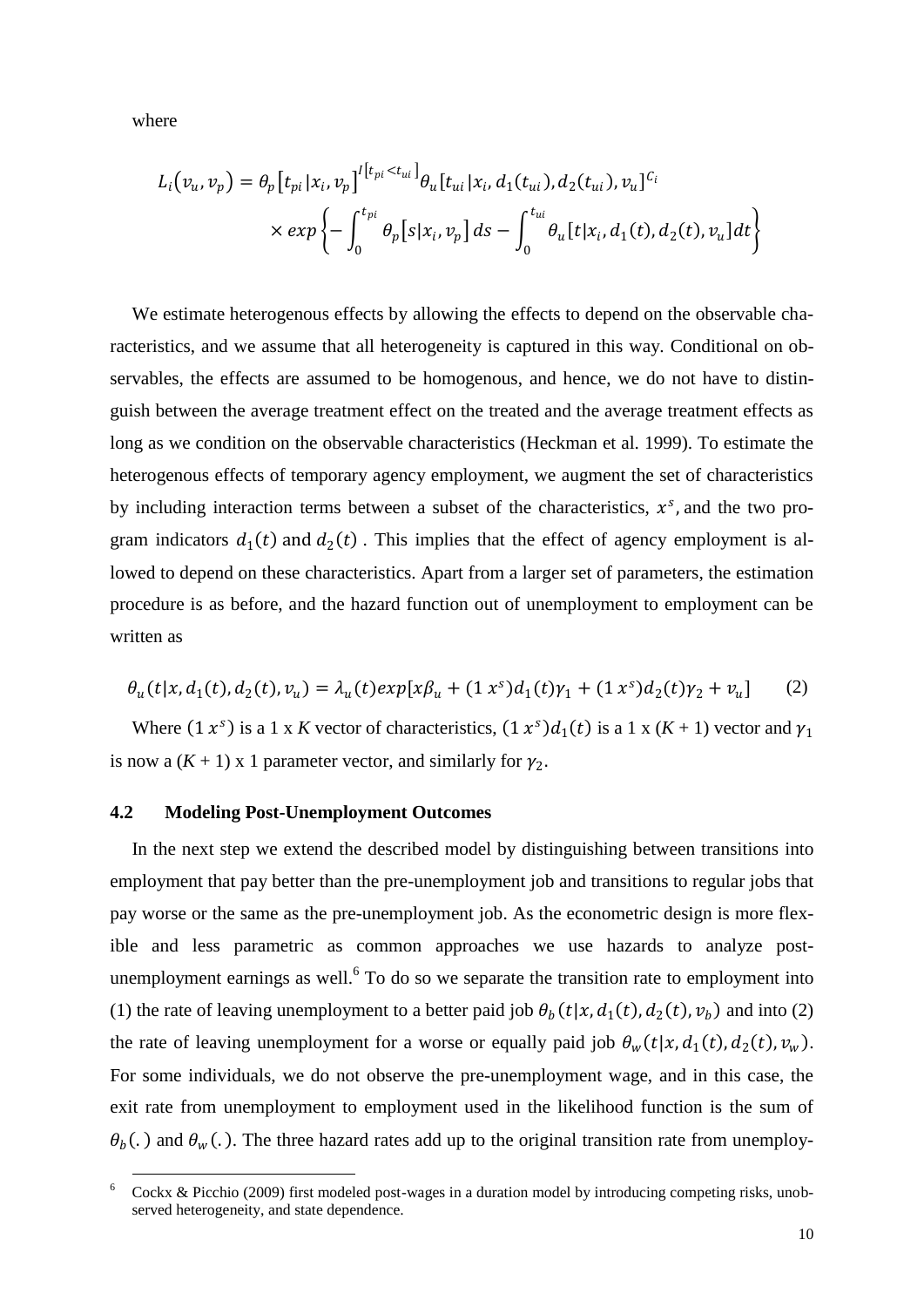where

$$L_i(v_u, v_p) = \theta_p\left[t_{pi}|x_i, v_p\right]^{I\left[t_{pi}<t_{ui}\right]}\theta_u[t_{ui}|x_i, d_1(t_{ui}), d_2(t_{ui}), v_u]^{C_i}$$
$$\times exp\left\{-\int_0^{t_{pi}} \theta_p\left[s|x_i, v_p\right] ds - \int_0^{t_{ui}} \theta_u[t|x_i, d_1(t), d_2(t), v_u] dt\right\}$$

We estimate heterogenous effects by allowing the effects to depend on the observable characteristics, and we assume that all heterogeneity is captured in this way. Conditional on observables, the effects are assumed to be homogenous, and hence, we do not have to distinguish between the average treatment effect on the treated and the average treatment effects as long as we condition on the observable characteristics (Heckman et al. 1999). To estimate the heterogenous effects of temporary agency employment, we augment the set of characteristics by including interaction terms between a subset of the characteristics, $x^s$, and the two program indicators $d_1(t)$ and $d_2(t)$ . This implies that the effect of agency employment is allowed to depend on these characteristics. Apart from a larger set of parameters, the estimation procedure is as before, and the hazard function out of unemployment to employment can be written as

$$\theta_u(t|x, d_1(t), d_2(t), v_u) = \lambda_u(t)exp[x\beta_u + (1\ x^s)d_1(t)\gamma_1 + (1\ x^s)d_2(t)\gamma_2 + v_u] \qquad (2)$$

Where $(1\ x^s)$ is a 1 x *K* vector of characteristics, $(1\ x^s)d_1(t)$ is a 1 x (*K* + 1) vector and $\gamma_1$ is now a (*K* + 1) x 1 parameter vector, and similarly for $\gamma_2$.

### 4.2 Modeling Post-Unemployment Outcomes

In the next step we extend the described model by distinguishing between transitions into employment that pay better than the pre-unemployment job and transitions to regular jobs that pay worse or the same as the pre-unemployment job. As the econometric design is more flexible and less parametric as common approaches we use hazards to analyze post-unemployment earnings as well.[6] To do so we separate the transition rate to employment into (1) the rate of leaving unemployment to a better paid job $\theta_b(t|x, d_1(t), d_2(t), v_b)$ and into (2) the rate of leaving unemployment for a worse or equally paid job $\theta_w(t|x, d_1(t), d_2(t), v_w)$. For some individuals, we do not observe the pre-unemployment wage, and in this case, the exit rate from unemployment to employment used in the likelihood function is the sum of $\theta_b(.)$ and $\theta_w(.)$. The three hazard rates add up to the original transition rate from unemploy-

[6] Cockx & Picchio (2009) first modeled post-wages in a duration model by introducing competing risks, unobserved heterogeneity, and state dependence.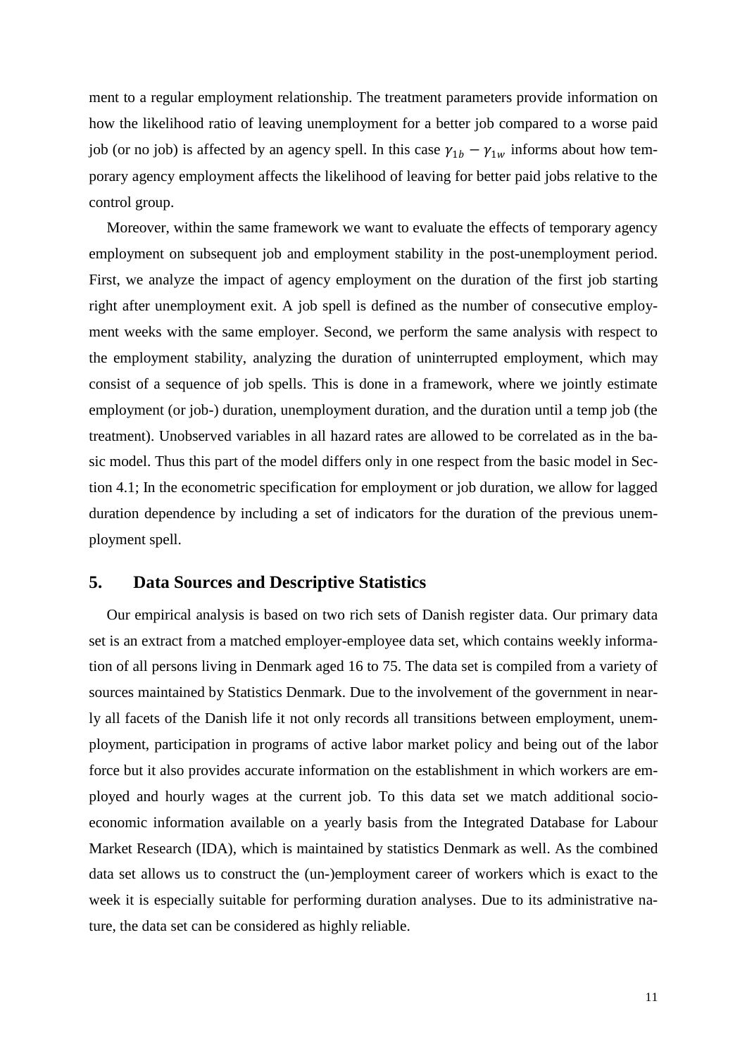ment to a regular employment relationship. The treatment parameters provide information on how the likelihood ratio of leaving unemployment for a better job compared to a worse paid job (or no job) is affected by an agency spell. In this case $\gamma_{1b} - \gamma_{1w}$ informs about how temporary agency employment affects the likelihood of leaving for better paid jobs relative to the control group.

Moreover, within the same framework we want to evaluate the effects of temporary agency employment on subsequent job and employment stability in the post-unemployment period. First, we analyze the impact of agency employment on the duration of the first job starting right after unemployment exit. A job spell is defined as the number of consecutive employment weeks with the same employer. Second, we perform the same analysis with respect to the employment stability, analyzing the duration of uninterrupted employment, which may consist of a sequence of job spells. This is done in a framework, where we jointly estimate employment (or job-) duration, unemployment duration, and the duration until a temp job (the treatment). Unobserved variables in all hazard rates are allowed to be correlated as in the basic model. Thus this part of the model differs only in one respect from the basic model in Section 4.1; In the econometric specification for employment or job duration, we allow for lagged duration dependence by including a set of indicators for the duration of the previous unemployment spell.

## 5. Data Sources and Descriptive Statistics

Our empirical analysis is based on two rich sets of Danish register data. Our primary data set is an extract from a matched employer-employee data set, which contains weekly information of all persons living in Denmark aged 16 to 75. The data set is compiled from a variety of sources maintained by Statistics Denmark. Due to the involvement of the government in nearly all facets of the Danish life it not only records all transitions between employment, unemployment, participation in programs of active labor market policy and being out of the labor force but it also provides accurate information on the establishment in which workers are employed and hourly wages at the current job. To this data set we match additional socio-economic information available on a yearly basis from the Integrated Database for Labour Market Research (IDA), which is maintained by statistics Denmark as well. As the combined data set allows us to construct the (un-)employment career of workers which is exact to the week it is especially suitable for performing duration analyses. Due to its administrative nature, the data set can be considered as highly reliable.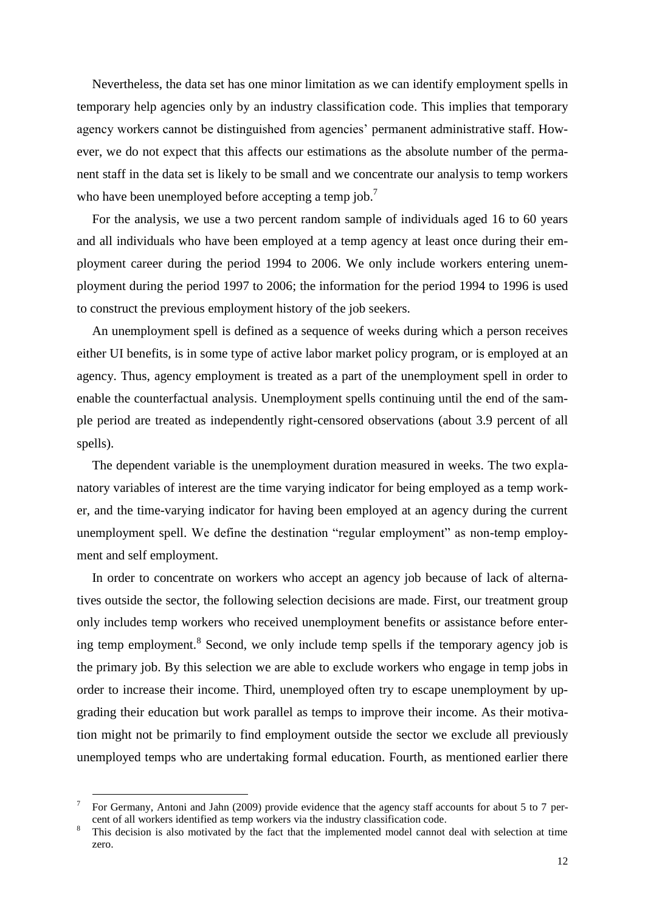Nevertheless, the data set has one minor limitation as we can identify employment spells in temporary help agencies only by an industry classification code. This implies that temporary agency workers cannot be distinguished from agencies' permanent administrative staff. However, we do not expect that this affects our estimations as the absolute number of the permanent staff in the data set is likely to be small and we concentrate our analysis to temp workers who have been unemployed before accepting a temp job.[7]

For the analysis, we use a two percent random sample of individuals aged 16 to 60 years and all individuals who have been employed at a temp agency at least once during their employment career during the period 1994 to 2006. We only include workers entering unemployment during the period 1997 to 2006; the information for the period 1994 to 1996 is used to construct the previous employment history of the job seekers.

An unemployment spell is defined as a sequence of weeks during which a person receives either UI benefits, is in some type of active labor market policy program, or is employed at an agency. Thus, agency employment is treated as a part of the unemployment spell in order to enable the counterfactual analysis. Unemployment spells continuing until the end of the sample period are treated as independently right-censored observations (about 3.9 percent of all spells).

The dependent variable is the unemployment duration measured in weeks. The two explanatory variables of interest are the time varying indicator for being employed as a temp worker, and the time-varying indicator for having been employed at an agency during the current unemployment spell. We define the destination "regular employment" as non-temp employment and self employment.

In order to concentrate on workers who accept an agency job because of lack of alternatives outside the sector, the following selection decisions are made. First, our treatment group only includes temp workers who received unemployment benefits or assistance before entering temp employment.[8] Second, we only include temp spells if the temporary agency job is the primary job. By this selection we are able to exclude workers who engage in temp jobs in order to increase their income. Third, unemployed often try to escape unemployment by upgrading their education but work parallel as temps to improve their income. As their motivation might not be primarily to find employment outside the sector we exclude all previously unemployed temps who are undertaking formal education. Fourth, as mentioned earlier there

---

[7] For Germany, Antoni and Jahn (2009) provide evidence that the agency staff accounts for about 5 to 7 percent of all workers identified as temp workers via the industry classification code.

[8] This decision is also motivated by the fact that the implemented model cannot deal with selection at time zero.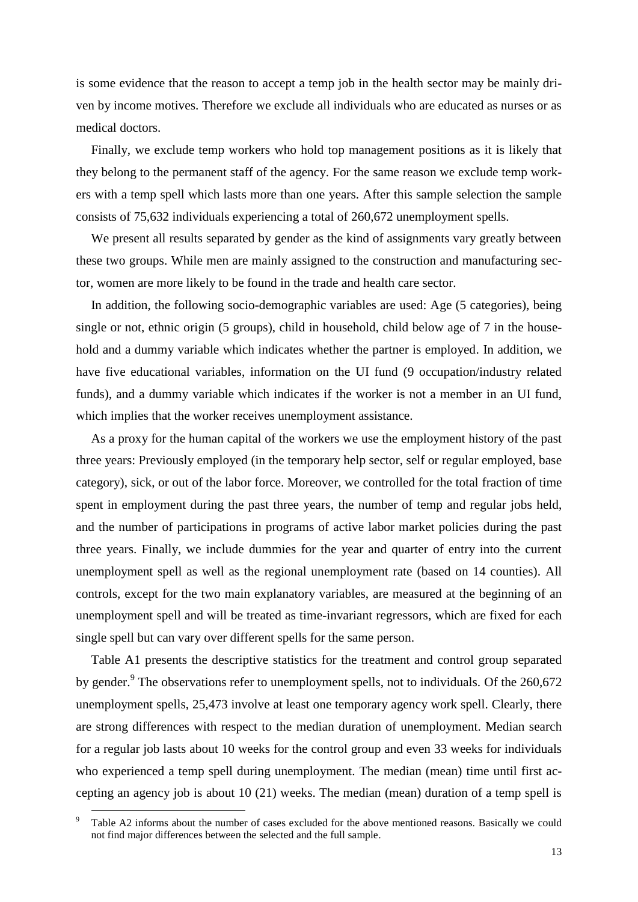is some evidence that the reason to accept a temp job in the health sector may be mainly driven by income motives. Therefore we exclude all individuals who are educated as nurses or as medical doctors.

Finally, we exclude temp workers who hold top management positions as it is likely that they belong to the permanent staff of the agency. For the same reason we exclude temp workers with a temp spell which lasts more than one years. After this sample selection the sample consists of 75,632 individuals experiencing a total of 260,672 unemployment spells.

We present all results separated by gender as the kind of assignments vary greatly between these two groups. While men are mainly assigned to the construction and manufacturing sector, women are more likely to be found in the trade and health care sector.

In addition, the following socio-demographic variables are used: Age (5 categories), being single or not, ethnic origin (5 groups), child in household, child below age of 7 in the household and a dummy variable which indicates whether the partner is employed. In addition, we have five educational variables, information on the UI fund (9 occupation/industry related funds), and a dummy variable which indicates if the worker is not a member in an UI fund, which implies that the worker receives unemployment assistance.

As a proxy for the human capital of the workers we use the employment history of the past three years: Previously employed (in the temporary help sector, self or regular employed, base category), sick, or out of the labor force. Moreover, we controlled for the total fraction of time spent in employment during the past three years, the number of temp and regular jobs held, and the number of participations in programs of active labor market policies during the past three years. Finally, we include dummies for the year and quarter of entry into the current unemployment spell as well as the regional unemployment rate (based on 14 counties). All controls, except for the two main explanatory variables, are measured at the beginning of an unemployment spell and will be treated as time-invariant regressors, which are fixed for each single spell but can vary over different spells for the same person.

Table A1 presents the descriptive statistics for the treatment and control group separated by gender.[9] The observations refer to unemployment spells, not to individuals. Of the 260,672 unemployment spells, 25,473 involve at least one temporary agency work spell. Clearly, there are strong differences with respect to the median duration of unemployment. Median search for a regular job lasts about 10 weeks for the control group and even 33 weeks for individuals who experienced a temp spell during unemployment. The median (mean) time until first accepting an agency job is about 10 (21) weeks. The median (mean) duration of a temp spell is

[9] Table A2 informs about the number of cases excluded for the above mentioned reasons. Basically we could not find major differences between the selected and the full sample.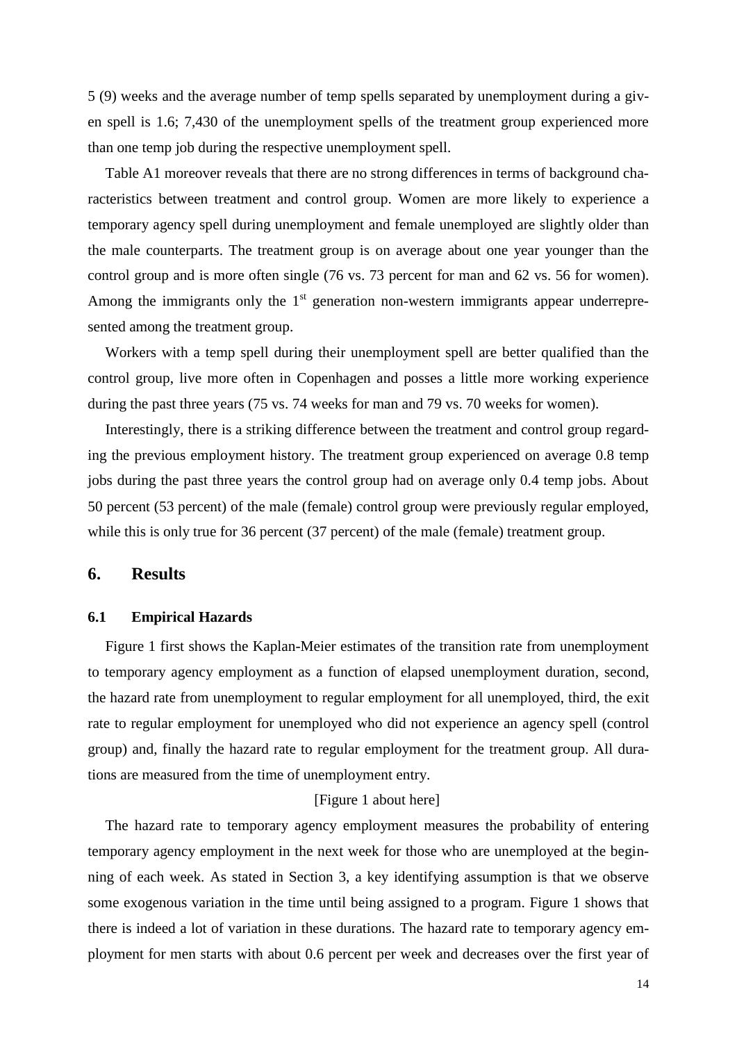5 (9) weeks and the average number of temp spells separated by unemployment during a given spell is 1.6; 7,430 of the unemployment spells of the treatment group experienced more than one temp job during the respective unemployment spell.

Table A1 moreover reveals that there are no strong differences in terms of background characteristics between treatment and control group. Women are more likely to experience a temporary agency spell during unemployment and female unemployed are slightly older than the male counterparts. The treatment group is on average about one year younger than the control group and is more often single (76 vs. 73 percent for man and 62 vs. 56 for women). Among the immigrants only the 1st generation non-western immigrants appear underrepresented among the treatment group.

Workers with a temp spell during their unemployment spell are better qualified than the control group, live more often in Copenhagen and posses a little more working experience during the past three years (75 vs. 74 weeks for man and 79 vs. 70 weeks for women).

Interestingly, there is a striking difference between the treatment and control group regarding the previous employment history. The treatment group experienced on average 0.8 temp jobs during the past three years the control group had on average only 0.4 temp jobs. About 50 percent (53 percent) of the male (female) control group were previously regular employed, while this is only true for 36 percent (37 percent) of the male (female) treatment group.

## 6. Results

### 6.1 Empirical Hazards

Figure 1 first shows the Kaplan-Meier estimates of the transition rate from unemployment to temporary agency employment as a function of elapsed unemployment duration, second, the hazard rate from unemployment to regular employment for all unemployed, third, the exit rate to regular employment for unemployed who did not experience an agency spell (control group) and, finally the hazard rate to regular employment for the treatment group. All durations are measured from the time of unemployment entry.

[Figure 1 about here]

The hazard rate to temporary agency employment measures the probability of entering temporary agency employment in the next week for those who are unemployed at the beginning of each week. As stated in Section 3, a key identifying assumption is that we observe some exogenous variation in the time until being assigned to a program. Figure 1 shows that there is indeed a lot of variation in these durations. The hazard rate to temporary agency employment for men starts with about 0.6 percent per week and decreases over the first year of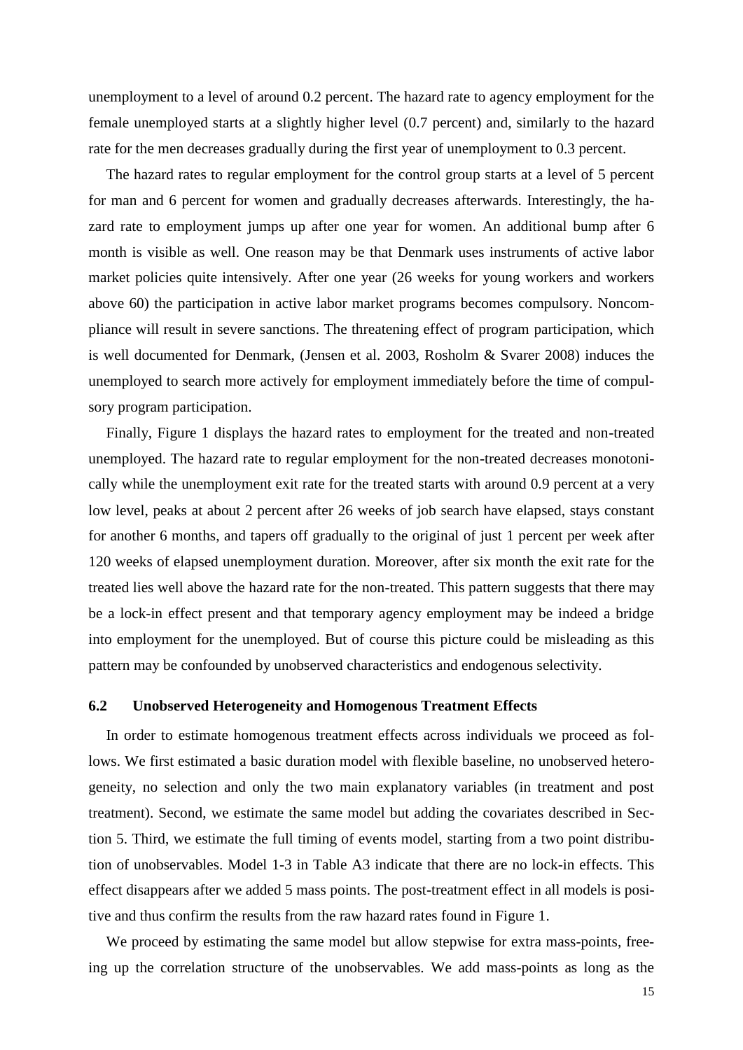unemployment to a level of around 0.2 percent. The hazard rate to agency employment for the female unemployed starts at a slightly higher level (0.7 percent) and, similarly to the hazard rate for the men decreases gradually during the first year of unemployment to 0.3 percent.

The hazard rates to regular employment for the control group starts at a level of 5 percent for man and 6 percent for women and gradually decreases afterwards. Interestingly, the hazard rate to employment jumps up after one year for women. An additional bump after 6 month is visible as well. One reason may be that Denmark uses instruments of active labor market policies quite intensively. After one year (26 weeks for young workers and workers above 60) the participation in active labor market programs becomes compulsory. Noncompliance will result in severe sanctions. The threatening effect of program participation, which is well documented for Denmark, (Jensen et al. 2003, Rosholm & Svarer 2008) induces the unemployed to search more actively for employment immediately before the time of compulsory program participation.

Finally, Figure 1 displays the hazard rates to employment for the treated and non-treated unemployed. The hazard rate to regular employment for the non-treated decreases monotonically while the unemployment exit rate for the treated starts with around 0.9 percent at a very low level, peaks at about 2 percent after 26 weeks of job search have elapsed, stays constant for another 6 months, and tapers off gradually to the original of just 1 percent per week after 120 weeks of elapsed unemployment duration. Moreover, after six month the exit rate for the treated lies well above the hazard rate for the non-treated. This pattern suggests that there may be a lock-in effect present and that temporary agency employment may be indeed a bridge into employment for the unemployed. But of course this picture could be misleading as this pattern may be confounded by unobserved characteristics and endogenous selectivity.

### 6.2 Unobserved Heterogeneity and Homogenous Treatment Effects

In order to estimate homogenous treatment effects across individuals we proceed as follows. We first estimated a basic duration model with flexible baseline, no unobserved heterogeneity, no selection and only the two main explanatory variables (in treatment and post treatment). Second, we estimate the same model but adding the covariates described in Section 5. Third, we estimate the full timing of events model, starting from a two point distribution of unobservables. Model 1-3 in Table A3 indicate that there are no lock-in effects. This effect disappears after we added 5 mass points. The post-treatment effect in all models is positive and thus confirm the results from the raw hazard rates found in Figure 1.

We proceed by estimating the same model but allow stepwise for extra mass-points, freeing up the correlation structure of the unobservables. We add mass-points as long as the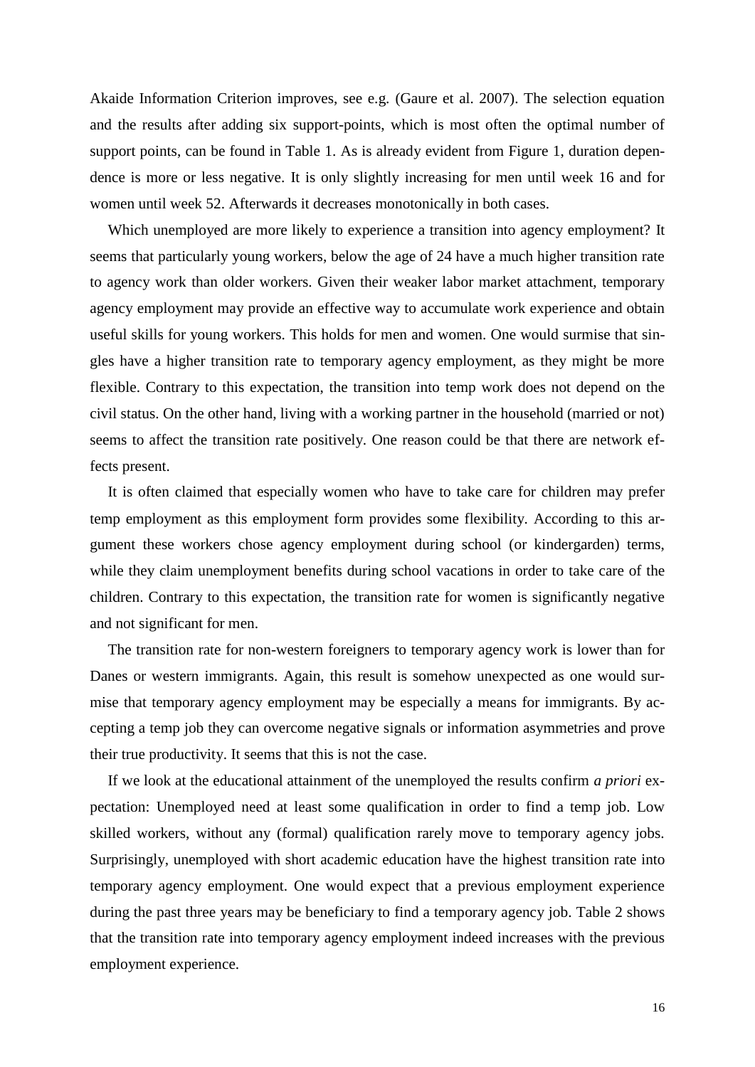Akaide Information Criterion improves, see e.g. (Gaure et al. 2007). The selection equation and the results after adding six support-points, which is most often the optimal number of support points, can be found in Table 1. As is already evident from Figure 1, duration dependence is more or less negative. It is only slightly increasing for men until week 16 and for women until week 52. Afterwards it decreases monotonically in both cases.

Which unemployed are more likely to experience a transition into agency employment? It seems that particularly young workers, below the age of 24 have a much higher transition rate to agency work than older workers. Given their weaker labor market attachment, temporary agency employment may provide an effective way to accumulate work experience and obtain useful skills for young workers. This holds for men and women. One would surmise that singles have a higher transition rate to temporary agency employment, as they might be more flexible. Contrary to this expectation, the transition into temp work does not depend on the civil status. On the other hand, living with a working partner in the household (married or not) seems to affect the transition rate positively. One reason could be that there are network effects present.

It is often claimed that especially women who have to take care for children may prefer temp employment as this employment form provides some flexibility. According to this argument these workers chose agency employment during school (or kindergarden) terms, while they claim unemployment benefits during school vacations in order to take care of the children. Contrary to this expectation, the transition rate for women is significantly negative and not significant for men.

The transition rate for non-western foreigners to temporary agency work is lower than for Danes or western immigrants. Again, this result is somehow unexpected as one would surmise that temporary agency employment may be especially a means for immigrants. By accepting a temp job they can overcome negative signals or information asymmetries and prove their true productivity. It seems that this is not the case.

If we look at the educational attainment of the unemployed the results confirm *a priori* expectation: Unemployed need at least some qualification in order to find a temp job. Low skilled workers, without any (formal) qualification rarely move to temporary agency jobs. Surprisingly, unemployed with short academic education have the highest transition rate into temporary agency employment. One would expect that a previous employment experience during the past three years may be beneficiary to find a temporary agency job. Table 2 shows that the transition rate into temporary agency employment indeed increases with the previous employment experience.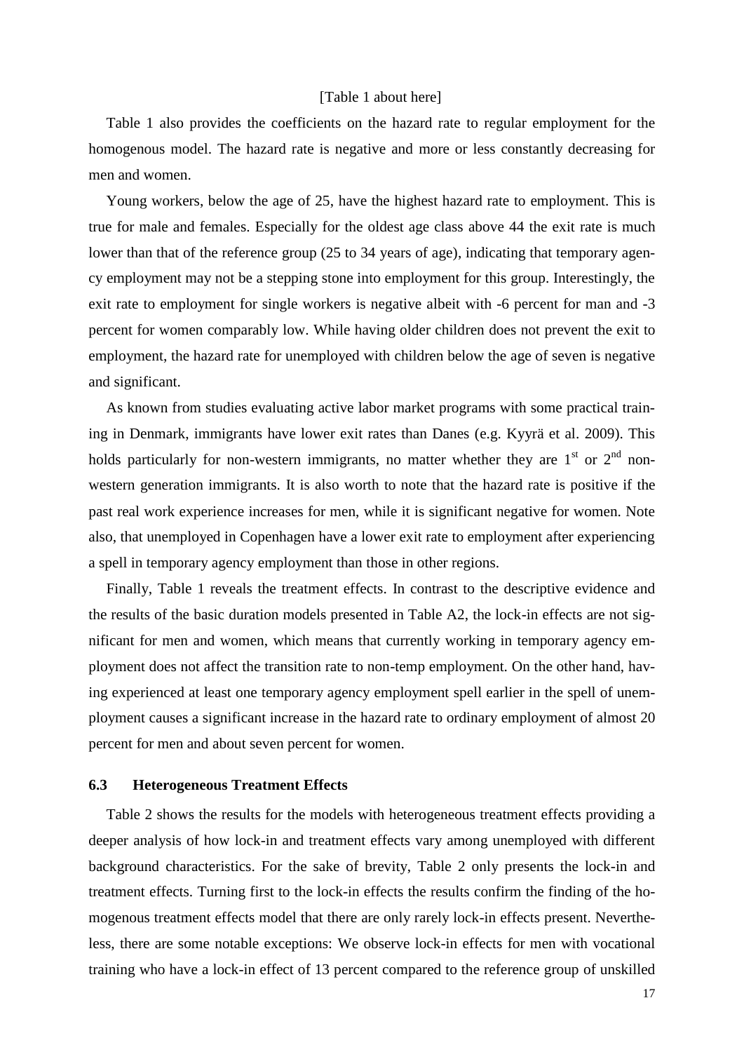[Table 1 about here]

Table 1 also provides the coefficients on the hazard rate to regular employment for the homogenous model. The hazard rate is negative and more or less constantly decreasing for men and women.

Young workers, below the age of 25, have the highest hazard rate to employment. This is true for male and females. Especially for the oldest age class above 44 the exit rate is much lower than that of the reference group (25 to 34 years of age), indicating that temporary agency employment may not be a stepping stone into employment for this group. Interestingly, the exit rate to employment for single workers is negative albeit with -6 percent for man and -3 percent for women comparably low. While having older children does not prevent the exit to employment, the hazard rate for unemployed with children below the age of seven is negative and significant.

As known from studies evaluating active labor market programs with some practical training in Denmark, immigrants have lower exit rates than Danes (e.g. Kyyrä et al. 2009). This holds particularly for non-western immigrants, no matter whether they are 1st or 2nd non-western generation immigrants. It is also worth to note that the hazard rate is positive if the past real work experience increases for men, while it is significant negative for women. Note also, that unemployed in Copenhagen have a lower exit rate to employment after experiencing a spell in temporary agency employment than those in other regions.

Finally, Table 1 reveals the treatment effects. In contrast to the descriptive evidence and the results of the basic duration models presented in Table A2, the lock-in effects are not significant for men and women, which means that currently working in temporary agency employment does not affect the transition rate to non-temp employment. On the other hand, having experienced at least one temporary agency employment spell earlier in the spell of unemployment causes a significant increase in the hazard rate to ordinary employment of almost 20 percent for men and about seven percent for women.

### 6.3 Heterogeneous Treatment Effects

Table 2 shows the results for the models with heterogeneous treatment effects providing a deeper analysis of how lock-in and treatment effects vary among unemployed with different background characteristics. For the sake of brevity, Table 2 only presents the lock-in and treatment effects. Turning first to the lock-in effects the results confirm the finding of the homogenous treatment effects model that there are only rarely lock-in effects present. Nevertheless, there are some notable exceptions: We observe lock-in effects for men with vocational training who have a lock-in effect of 13 percent compared to the reference group of unskilled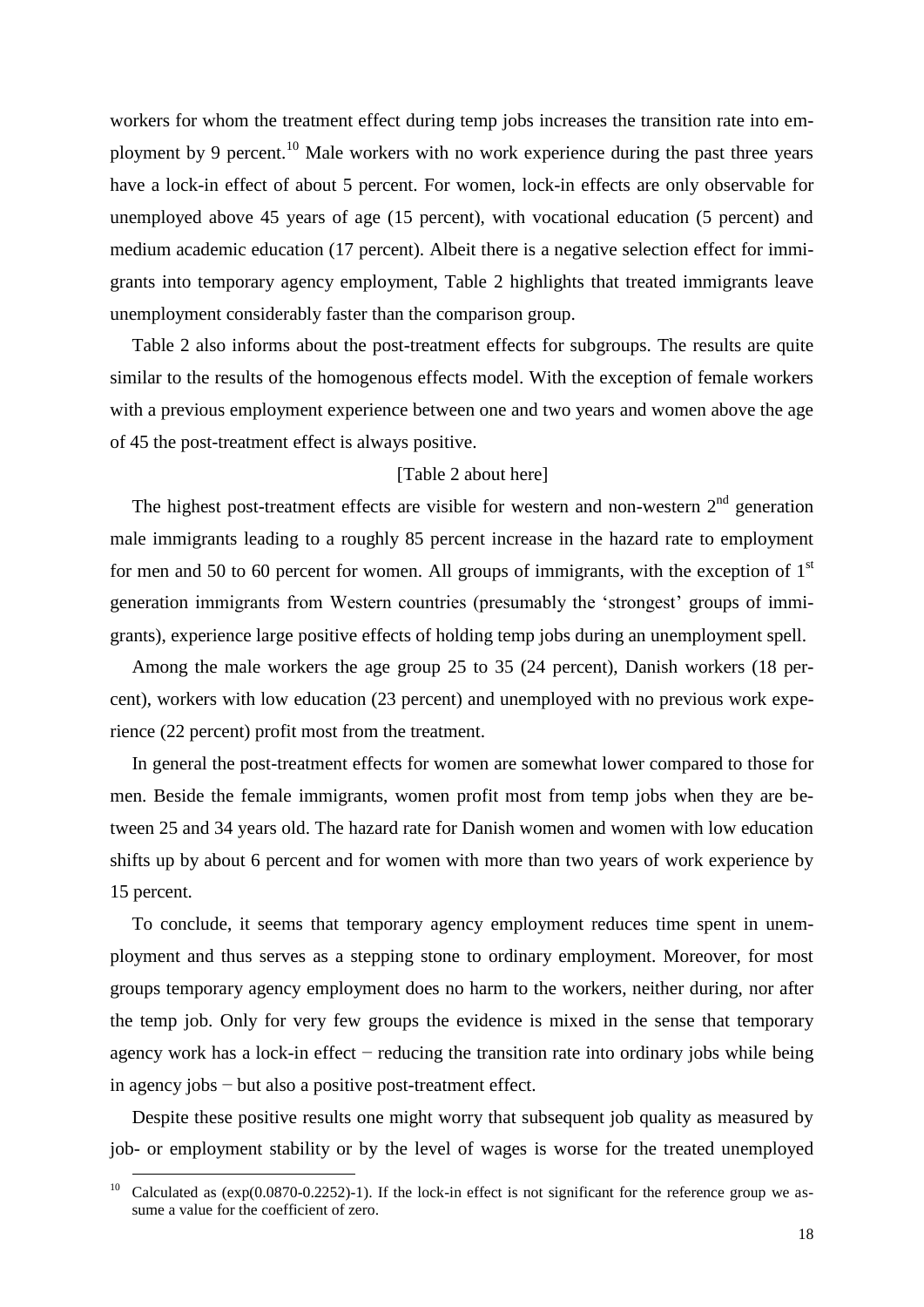workers for whom the treatment effect during temp jobs increases the transition rate into employment by 9 percent.[10] Male workers with no work experience during the past three years have a lock-in effect of about 5 percent. For women, lock-in effects are only observable for unemployed above 45 years of age (15 percent), with vocational education (5 percent) and medium academic education (17 percent). Albeit there is a negative selection effect for immigrants into temporary agency employment, Table 2 highlights that treated immigrants leave unemployment considerably faster than the comparison group.

Table 2 also informs about the post-treatment effects for subgroups. The results are quite similar to the results of the homogenous effects model. With the exception of female workers with a previous employment experience between one and two years and women above the age of 45 the post-treatment effect is always positive.

[Table 2 about here]

The highest post-treatment effects are visible for western and non-western 2[nd] generation male immigrants leading to a roughly 85 percent increase in the hazard rate to employment for men and 50 to 60 percent for women. All groups of immigrants, with the exception of 1[st] generation immigrants from Western countries (presumably the 'strongest' groups of immigrants), experience large positive effects of holding temp jobs during an unemployment spell.

Among the male workers the age group 25 to 35 (24 percent), Danish workers (18 percent), workers with low education (23 percent) and unemployed with no previous work experience (22 percent) profit most from the treatment.

In general the post-treatment effects for women are somewhat lower compared to those for men. Beside the female immigrants, women profit most from temp jobs when they are between 25 and 34 years old. The hazard rate for Danish women and women with low education shifts up by about 6 percent and for women with more than two years of work experience by 15 percent.

To conclude, it seems that temporary agency employment reduces time spent in unemployment and thus serves as a stepping stone to ordinary employment. Moreover, for most groups temporary agency employment does no harm to the workers, neither during, nor after the temp job. Only for very few groups the evidence is mixed in the sense that temporary agency work has a lock-in effect − reducing the transition rate into ordinary jobs while being in agency jobs − but also a positive post-treatment effect.

Despite these positive results one might worry that subsequent job quality as measured by job- or employment stability or by the level of wages is worse for the treated unemployed

[10] Calculated as (exp(0.0870-0.2252)-1). If the lock-in effect is not significant for the reference group we assume a value for the coefficient of zero.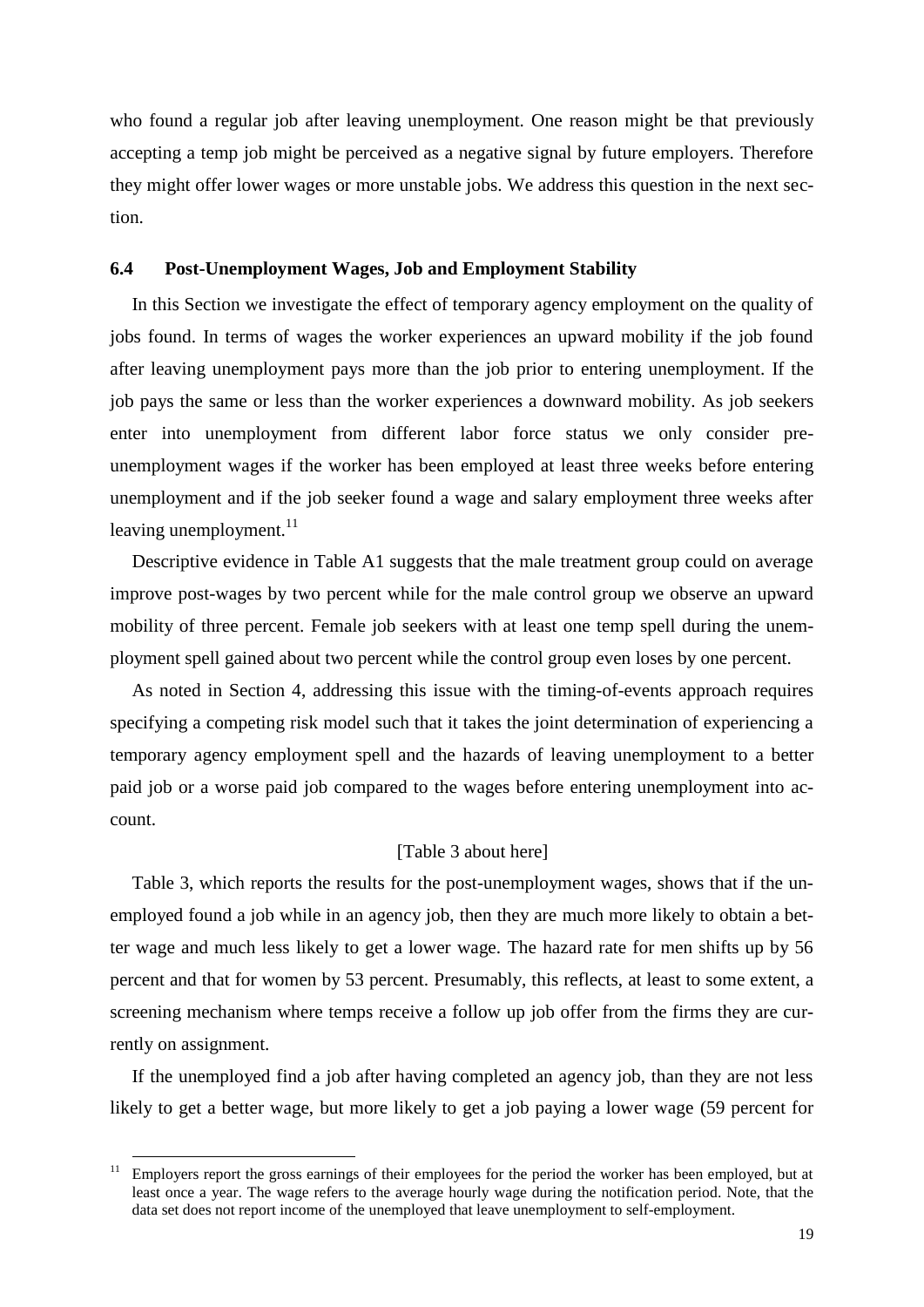who found a regular job after leaving unemployment. One reason might be that previously accepting a temp job might be perceived as a negative signal by future employers. Therefore they might offer lower wages or more unstable jobs. We address this question in the next section.

### 6.4 Post-Unemployment Wages, Job and Employment Stability

In this Section we investigate the effect of temporary agency employment on the quality of jobs found. In terms of wages the worker experiences an upward mobility if the job found after leaving unemployment pays more than the job prior to entering unemployment. If the job pays the same or less than the worker experiences a downward mobility. As job seekers enter into unemployment from different labor force status we only consider pre-unemployment wages if the worker has been employed at least three weeks before entering unemployment and if the job seeker found a wage and salary employment three weeks after leaving unemployment.[11]

Descriptive evidence in Table A1 suggests that the male treatment group could on average improve post-wages by two percent while for the male control group we observe an upward mobility of three percent. Female job seekers with at least one temp spell during the unemployment spell gained about two percent while the control group even loses by one percent.

As noted in Section 4, addressing this issue with the timing-of-events approach requires specifying a competing risk model such that it takes the joint determination of experiencing a temporary agency employment spell and the hazards of leaving unemployment to a better paid job or a worse paid job compared to the wages before entering unemployment into account.

[Table 3 about here]

Table 3, which reports the results for the post-unemployment wages, shows that if the unemployed found a job while in an agency job, then they are much more likely to obtain a better wage and much less likely to get a lower wage. The hazard rate for men shifts up by 56 percent and that for women by 53 percent. Presumably, this reflects, at least to some extent, a screening mechanism where temps receive a follow up job offer from the firms they are currently on assignment.

If the unemployed find a job after having completed an agency job, than they are not less likely to get a better wage, but more likely to get a job paying a lower wage (59 percent for

[11] Employers report the gross earnings of their employees for the period the worker has been employed, but at least once a year. The wage refers to the average hourly wage during the notification period. Note, that the data set does not report income of the unemployed that leave unemployment to self-employment.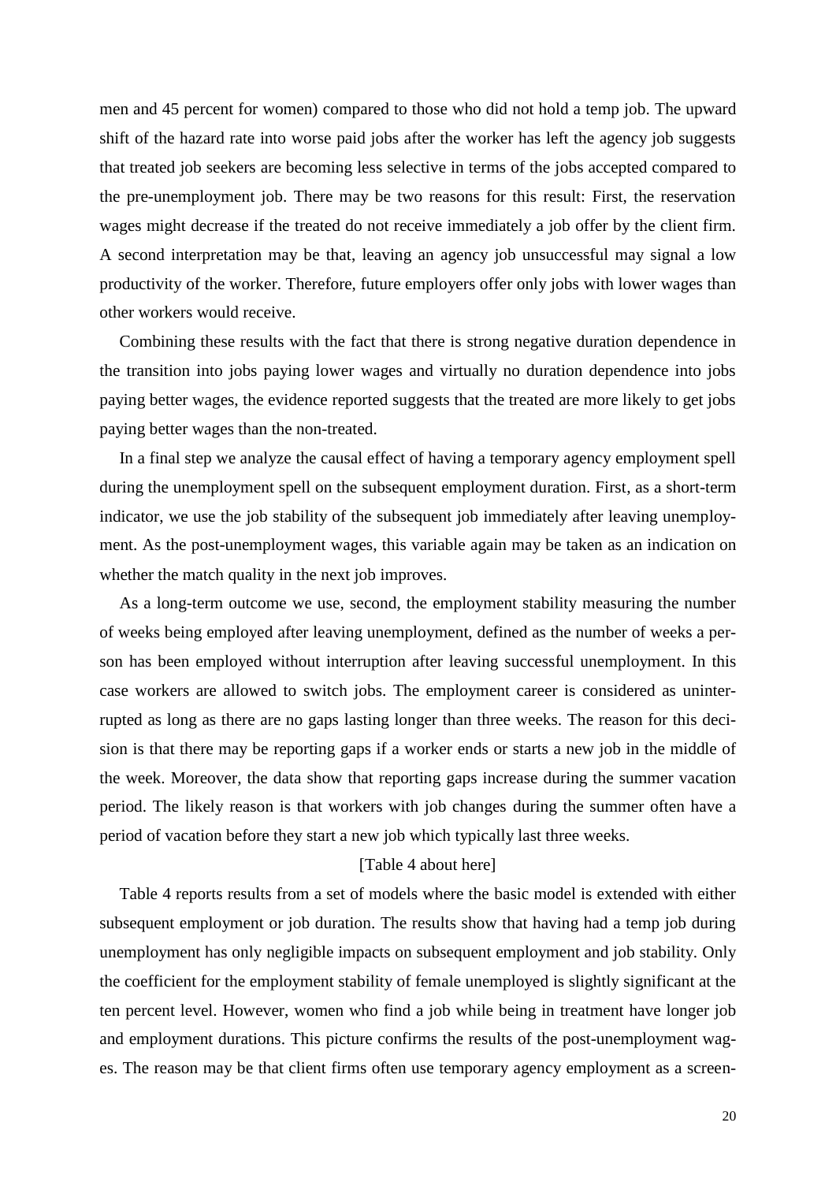men and 45 percent for women) compared to those who did not hold a temp job. The upward shift of the hazard rate into worse paid jobs after the worker has left the agency job suggests that treated job seekers are becoming less selective in terms of the jobs accepted compared to the pre-unemployment job. There may be two reasons for this result: First, the reservation wages might decrease if the treated do not receive immediately a job offer by the client firm. A second interpretation may be that, leaving an agency job unsuccessful may signal a low productivity of the worker. Therefore, future employers offer only jobs with lower wages than other workers would receive.

Combining these results with the fact that there is strong negative duration dependence in the transition into jobs paying lower wages and virtually no duration dependence into jobs paying better wages, the evidence reported suggests that the treated are more likely to get jobs paying better wages than the non-treated.

In a final step we analyze the causal effect of having a temporary agency employment spell during the unemployment spell on the subsequent employment duration. First, as a short-term indicator, we use the job stability of the subsequent job immediately after leaving unemployment. As the post-unemployment wages, this variable again may be taken as an indication on whether the match quality in the next job improves.

As a long-term outcome we use, second, the employment stability measuring the number of weeks being employed after leaving unemployment, defined as the number of weeks a person has been employed without interruption after leaving successful unemployment. In this case workers are allowed to switch jobs. The employment career is considered as uninterrupted as long as there are no gaps lasting longer than three weeks. The reason for this decision is that there may be reporting gaps if a worker ends or starts a new job in the middle of the week. Moreover, the data show that reporting gaps increase during the summer vacation period. The likely reason is that workers with job changes during the summer often have a period of vacation before they start a new job which typically last three weeks.

[Table 4 about here]

Table 4 reports results from a set of models where the basic model is extended with either subsequent employment or job duration. The results show that having had a temp job during unemployment has only negligible impacts on subsequent employment and job stability. Only the coefficient for the employment stability of female unemployed is slightly significant at the ten percent level. However, women who find a job while being in treatment have longer job and employment durations. This picture confirms the results of the post-unemployment wages. The reason may be that client firms often use temporary agency employment as a screen-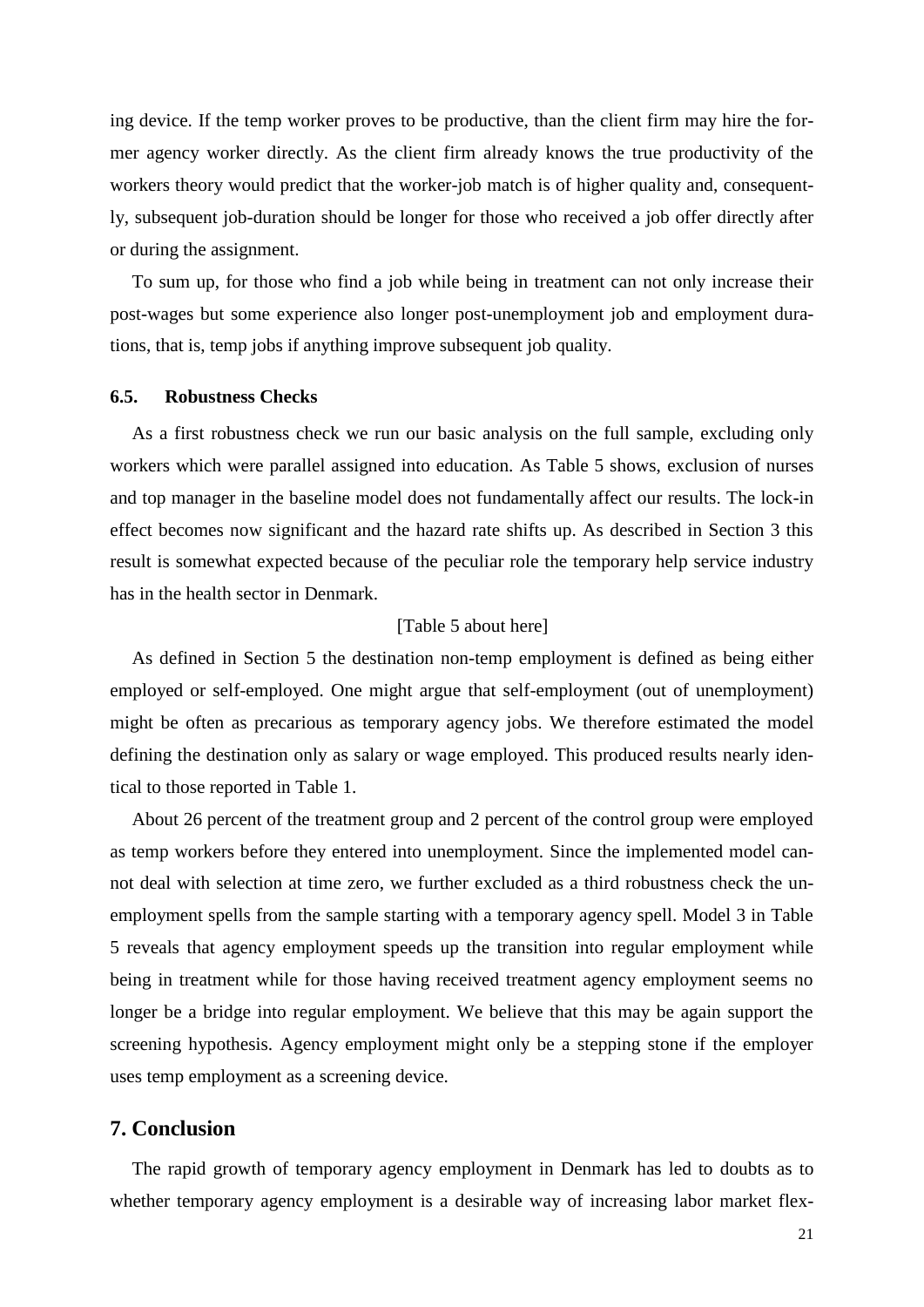ing device. If the temp worker proves to be productive, than the client firm may hire the former agency worker directly. As the client firm already knows the true productivity of the workers theory would predict that the worker-job match is of higher quality and, consequently, subsequent job-duration should be longer for those who received a job offer directly after or during the assignment.

To sum up, for those who find a job while being in treatment can not only increase their post-wages but some experience also longer post-unemployment job and employment durations, that is, temp jobs if anything improve subsequent job quality.

### 6.5. Robustness Checks

As a first robustness check we run our basic analysis on the full sample, excluding only workers which were parallel assigned into education. As Table 5 shows, exclusion of nurses and top manager in the baseline model does not fundamentally affect our results. The lock-in effect becomes now significant and the hazard rate shifts up. As described in Section 3 this result is somewhat expected because of the peculiar role the temporary help service industry has in the health sector in Denmark.

[Table 5 about here]

As defined in Section 5 the destination non-temp employment is defined as being either employed or self-employed. One might argue that self-employment (out of unemployment) might be often as precarious as temporary agency jobs. We therefore estimated the model defining the destination only as salary or wage employed. This produced results nearly identical to those reported in Table 1.

About 26 percent of the treatment group and 2 percent of the control group were employed as temp workers before they entered into unemployment. Since the implemented model cannot deal with selection at time zero, we further excluded as a third robustness check the unemployment spells from the sample starting with a temporary agency spell. Model 3 in Table 5 reveals that agency employment speeds up the transition into regular employment while being in treatment while for those having received treatment agency employment seems no longer be a bridge into regular employment. We believe that this may be again support the screening hypothesis. Agency employment might only be a stepping stone if the employer uses temp employment as a screening device.

## 7. Conclusion

The rapid growth of temporary agency employment in Denmark has led to doubts as to whether temporary agency employment is a desirable way of increasing labor market flex-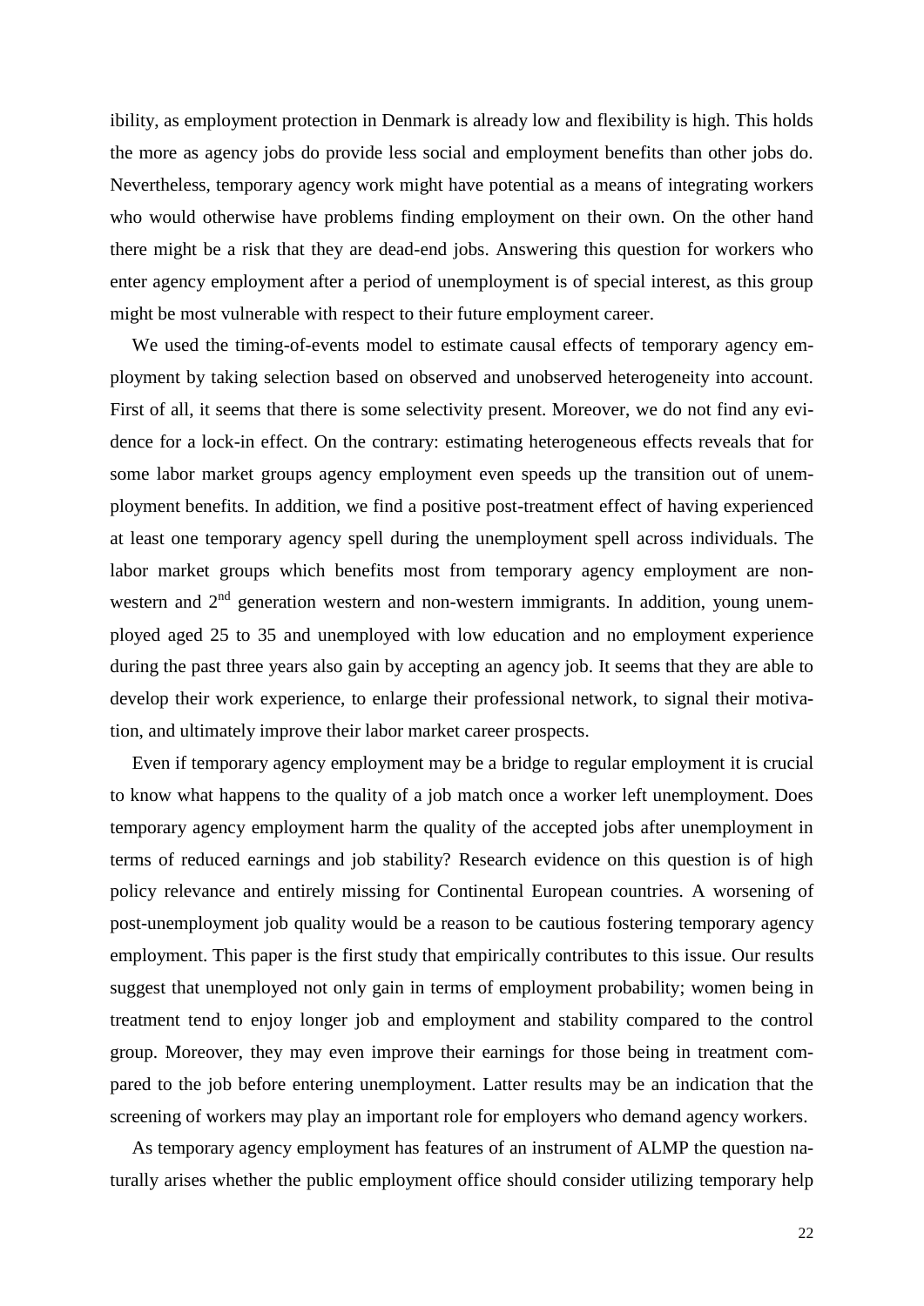ibility, as employment protection in Denmark is already low and flexibility is high. This holds the more as agency jobs do provide less social and employment benefits than other jobs do. Nevertheless, temporary agency work might have potential as a means of integrating workers who would otherwise have problems finding employment on their own. On the other hand there might be a risk that they are dead-end jobs. Answering this question for workers who enter agency employment after a period of unemployment is of special interest, as this group might be most vulnerable with respect to their future employment career.

We used the timing-of-events model to estimate causal effects of temporary agency employment by taking selection based on observed and unobserved heterogeneity into account. First of all, it seems that there is some selectivity present. Moreover, we do not find any evidence for a lock-in effect. On the contrary: estimating heterogeneous effects reveals that for some labor market groups agency employment even speeds up the transition out of unemployment benefits. In addition, we find a positive post-treatment effect of having experienced at least one temporary agency spell during the unemployment spell across individuals. The labor market groups which benefits most from temporary agency employment are non-western and 2[nd] generation western and non-western immigrants. In addition, young unemployed aged 25 to 35 and unemployed with low education and no employment experience during the past three years also gain by accepting an agency job. It seems that they are able to develop their work experience, to enlarge their professional network, to signal their motivation, and ultimately improve their labor market career prospects.

Even if temporary agency employment may be a bridge to regular employment it is crucial to know what happens to the quality of a job match once a worker left unemployment. Does temporary agency employment harm the quality of the accepted jobs after unemployment in terms of reduced earnings and job stability? Research evidence on this question is of high policy relevance and entirely missing for Continental European countries. A worsening of post-unemployment job quality would be a reason to be cautious fostering temporary agency employment. This paper is the first study that empirically contributes to this issue. Our results suggest that unemployed not only gain in terms of employment probability; women being in treatment tend to enjoy longer job and employment and stability compared to the control group. Moreover, they may even improve their earnings for those being in treatment compared to the job before entering unemployment. Latter results may be an indication that the screening of workers may play an important role for employers who demand agency workers.

As temporary agency employment has features of an instrument of ALMP the question naturally arises whether the public employment office should consider utilizing temporary help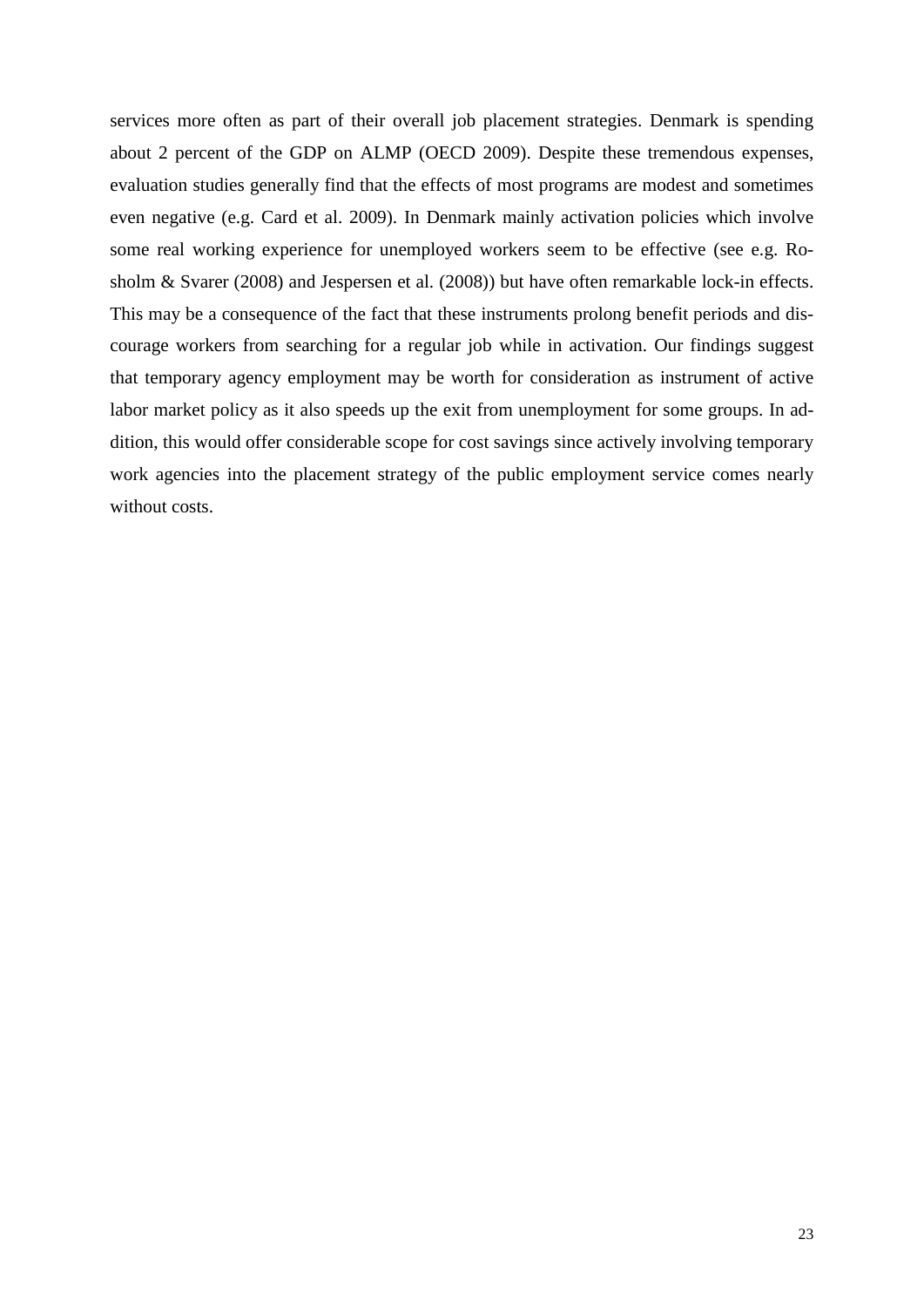services more often as part of their overall job placement strategies. Denmark is spending about 2 percent of the GDP on ALMP (OECD 2009). Despite these tremendous expenses, evaluation studies generally find that the effects of most programs are modest and sometimes even negative (e.g. Card et al. 2009). In Denmark mainly activation policies which involve some real working experience for unemployed workers seem to be effective (see e.g. Rosholm & Svarer (2008) and Jespersen et al. (2008)) but have often remarkable lock-in effects. This may be a consequence of the fact that these instruments prolong benefit periods and discourage workers from searching for a regular job while in activation. Our findings suggest that temporary agency employment may be worth for consideration as instrument of active labor market policy as it also speeds up the exit from unemployment for some groups. In addition, this would offer considerable scope for cost savings since actively involving temporary work agencies into the placement strategy of the public employment service comes nearly without costs.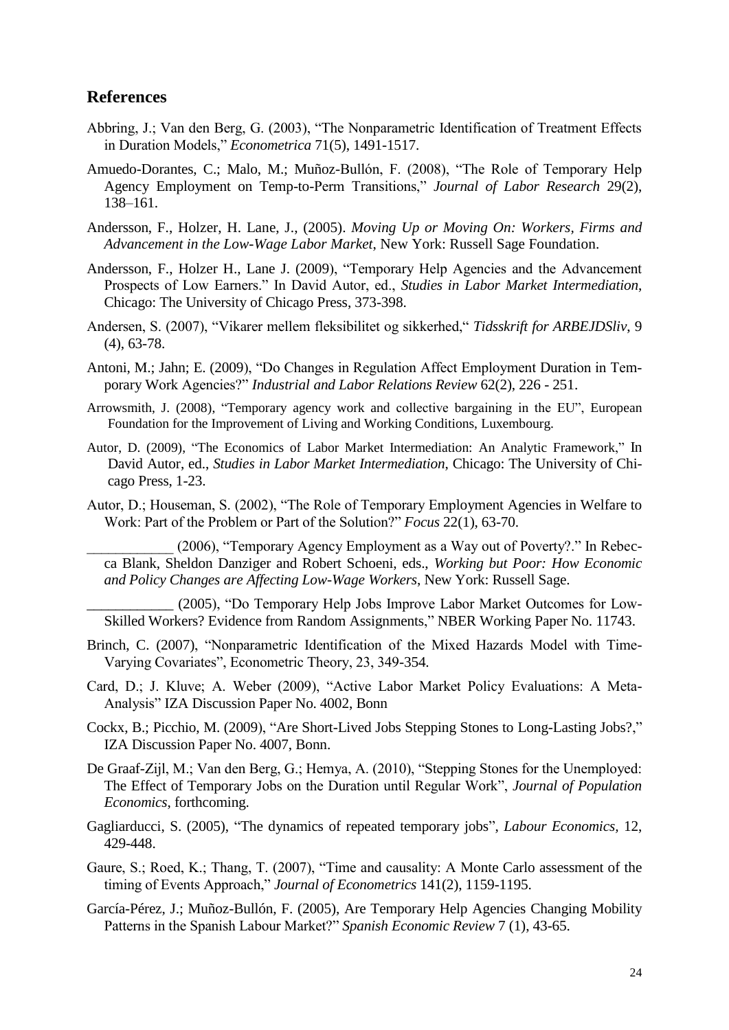## References

Abbring, J.; Van den Berg, G. (2003), "The Nonparametric Identification of Treatment Effects in Duration Models," *Econometrica* 71(5), 1491-1517.

Amuedo-Dorantes, C.; Malo, M.; Muñoz-Bullón, F. (2008), "The Role of Temporary Help Agency Employment on Temp-to-Perm Transitions," *Journal of Labor Research* 29(2), 138–161.

Andersson, F., Holzer, H. Lane, J., (2005). *Moving Up or Moving On: Workers, Firms and Advancement in the Low-Wage Labor Market*, New York: Russell Sage Foundation.

Andersson, F., Holzer H., Lane J. (2009), "Temporary Help Agencies and the Advancement Prospects of Low Earners." In David Autor, ed., *Studies in Labor Market Intermediation*, Chicago: The University of Chicago Press, 373-398.

Andersen, S. (2007), "Vikarer mellem fleksibilitet og sikkerhed," *Tidsskrift for ARBEJDSliv*, 9 (4), 63-78.

Antoni, M.; Jahn; E. (2009), "Do Changes in Regulation Affect Employment Duration in Temporary Work Agencies?" *Industrial and Labor Relations Review* 62(2), 226 - 251.

Arrowsmith, J. (2008), "Temporary agency work and collective bargaining in the EU", European Foundation for the Improvement of Living and Working Conditions, Luxembourg.

Autor, D. (2009), "The Economics of Labor Market Intermediation: An Analytic Framework," In David Autor, ed., *Studies in Labor Market Intermediation*, Chicago: The University of Chicago Press, 1-23.

Autor, D.; Houseman, S. (2002), "The Role of Temporary Employment Agencies in Welfare to Work: Part of the Problem or Part of the Solution?" *Focus* 22(1), 63-70.

\_\_\_\_\_\_\_\_\_\_\_\_ (2006), "Temporary Agency Employment as a Way out of Poverty?." In Rebecca Blank, Sheldon Danziger and Robert Schoeni, eds., *Working but Poor: How Economic and Policy Changes are Affecting Low-Wage Workers*, New York: Russell Sage.

\_\_\_\_\_\_\_\_\_\_\_\_ (2005), "Do Temporary Help Jobs Improve Labor Market Outcomes for Low-Skilled Workers? Evidence from Random Assignments," NBER Working Paper No. 11743.

Brinch, C. (2007), "Nonparametric Identification of the Mixed Hazards Model with Time-Varying Covariates", Econometric Theory, 23, 349-354.

Card, D.; J. Kluve; A. Weber (2009), "Active Labor Market Policy Evaluations: A Meta-Analysis" IZA Discussion Paper No. 4002, Bonn

Cockx, B.; Picchio, M. (2009), "Are Short-Lived Jobs Stepping Stones to Long-Lasting Jobs?," IZA Discussion Paper No. 4007, Bonn.

De Graaf-Zijl, M.; Van den Berg, G.; Hemya, A. (2010), "Stepping Stones for the Unemployed: The Effect of Temporary Jobs on the Duration until Regular Work", *Journal of Population Economics*, forthcoming.

Gagliarducci, S. (2005), "The dynamics of repeated temporary jobs", *Labour Economics,* 12, 429-448.

Gaure, S.; Roed, K.; Thang, T. (2007), "Time and causality: A Monte Carlo assessment of the timing of Events Approach," *Journal of Econometrics* 141(2), 1159-1195.

García-Pérez, J.; Muñoz-Bullón, F. (2005), Are Temporary Help Agencies Changing Mobility Patterns in the Spanish Labour Market?" *Spanish Economic Review* 7 (1), 43-65.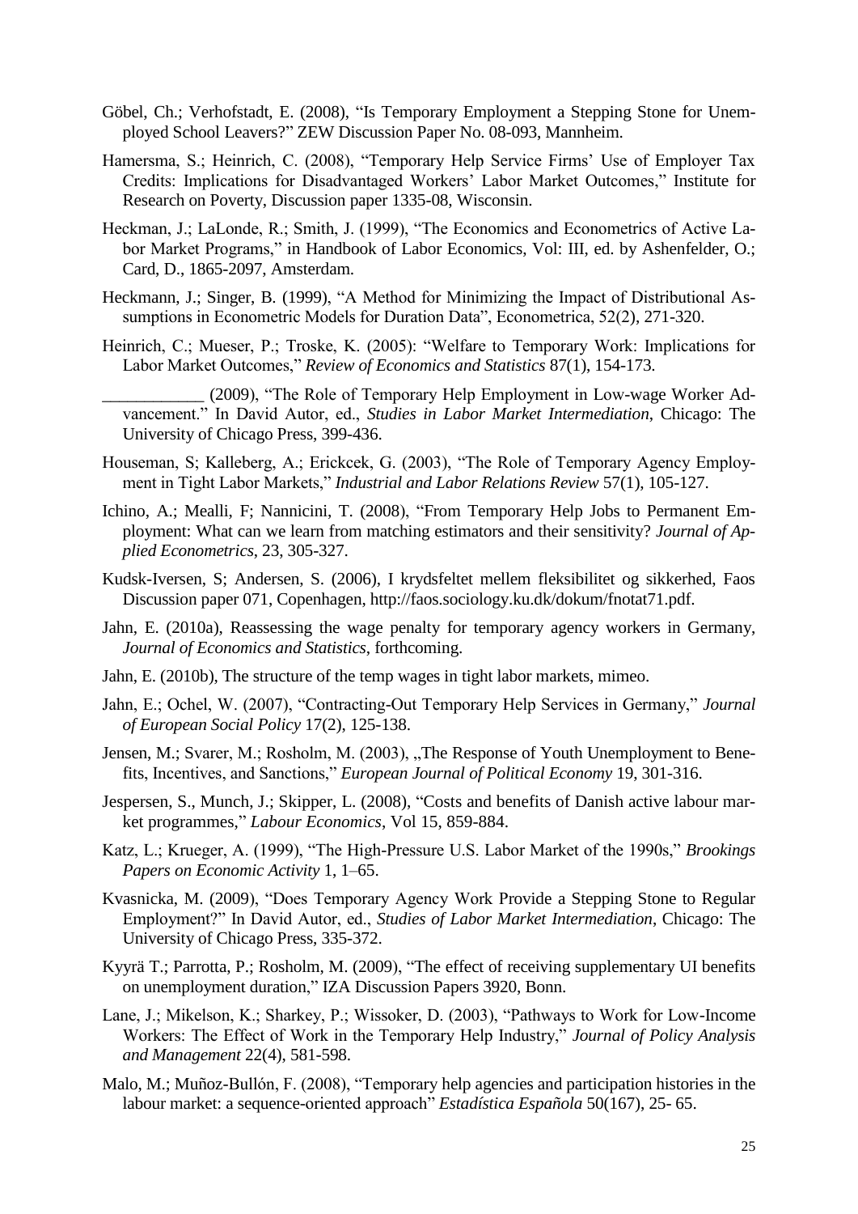Göbel, Ch.; Verhofstadt, E. (2008), "Is Temporary Employment a Stepping Stone for Unemployed School Leavers?" ZEW Discussion Paper No. 08-093, Mannheim.

Hamersma, S.; Heinrich, C. (2008), "Temporary Help Service Firms' Use of Employer Tax Credits: Implications for Disadvantaged Workers' Labor Market Outcomes," Institute for Research on Poverty, Discussion paper 1335-08, Wisconsin.

Heckman, J.; LaLonde, R.; Smith, J. (1999), "The Economics and Econometrics of Active Labor Market Programs," in Handbook of Labor Economics, Vol: III, ed. by Ashenfelder, O.; Card, D., 1865-2097, Amsterdam.

Heckmann, J.; Singer, B. (1999), "A Method for Minimizing the Impact of Distributional Assumptions in Econometric Models for Duration Data", Econometrica, 52(2), 271-320.

Heinrich, C.; Mueser, P.; Troske, K. (2005): "Welfare to Temporary Work: Implications for Labor Market Outcomes," *Review of Economics and Statistics* 87(1), 154-173.

____________ (2009), "The Role of Temporary Help Employment in Low-wage Worker Advancement." In David Autor, ed., *Studies in Labor Market Intermediation*, Chicago: The University of Chicago Press, 399-436.

Houseman, S; Kalleberg, A.; Erickcek, G. (2003), "The Role of Temporary Agency Employment in Tight Labor Markets," *Industrial and Labor Relations Review* 57(1), 105-127.

Ichino, A.; Mealli, F; Nannicini, T. (2008), "From Temporary Help Jobs to Permanent Employment: What can we learn from matching estimators and their sensitivity? *Journal of Applied Econometrics*, 23, 305-327.

Kudsk-Iversen, S; Andersen, S. (2006), I krydsfeltet mellem fleksibilitet og sikkerhed, Faos Discussion paper 071, Copenhagen, http://faos.sociology.ku.dk/dokum/fnotat71.pdf.

Jahn, E. (2010a), Reassessing the wage penalty for temporary agency workers in Germany, *Journal of Economics and Statistics*, forthcoming.

Jahn, E. (2010b), The structure of the temp wages in tight labor markets, mimeo.

Jahn, E.; Ochel, W. (2007), "Contracting-Out Temporary Help Services in Germany," *Journal of European Social Policy* 17(2), 125-138.

Jensen, M.; Svarer, M.; Rosholm, M. (2003), „The Response of Youth Unemployment to Benefits, Incentives, and Sanctions," *European Journal of Political Economy* 19, 301-316.

Jespersen, S., Munch, J.; Skipper, L. (2008), "Costs and benefits of Danish active labour market programmes," *Labour Economics*, Vol 15, 859-884.

Katz, L.; Krueger, A. (1999), "The High-Pressure U.S. Labor Market of the 1990s," *Brookings Papers on Economic Activity* 1, 1–65.

Kvasnicka, M. (2009), "Does Temporary Agency Work Provide a Stepping Stone to Regular Employment?" In David Autor, ed., *Studies of Labor Market Intermediation*, Chicago: The University of Chicago Press, 335-372.

Kyyrä T.; Parrotta, P.; Rosholm, M. (2009), "The effect of receiving supplementary UI benefits on unemployment duration," IZA Discussion Papers 3920, Bonn.

Lane, J.; Mikelson, K.; Sharkey, P.; Wissoker, D. (2003), "Pathways to Work for Low-Income Workers: The Effect of Work in the Temporary Help Industry," *Journal of Policy Analysis and Management* 22(4), 581-598.

Malo, M.; Muñoz-Bullón, F. (2008), "Temporary help agencies and participation histories in the labour market: a sequence-oriented approach" *Estadística Española* 50(167), 25- 65.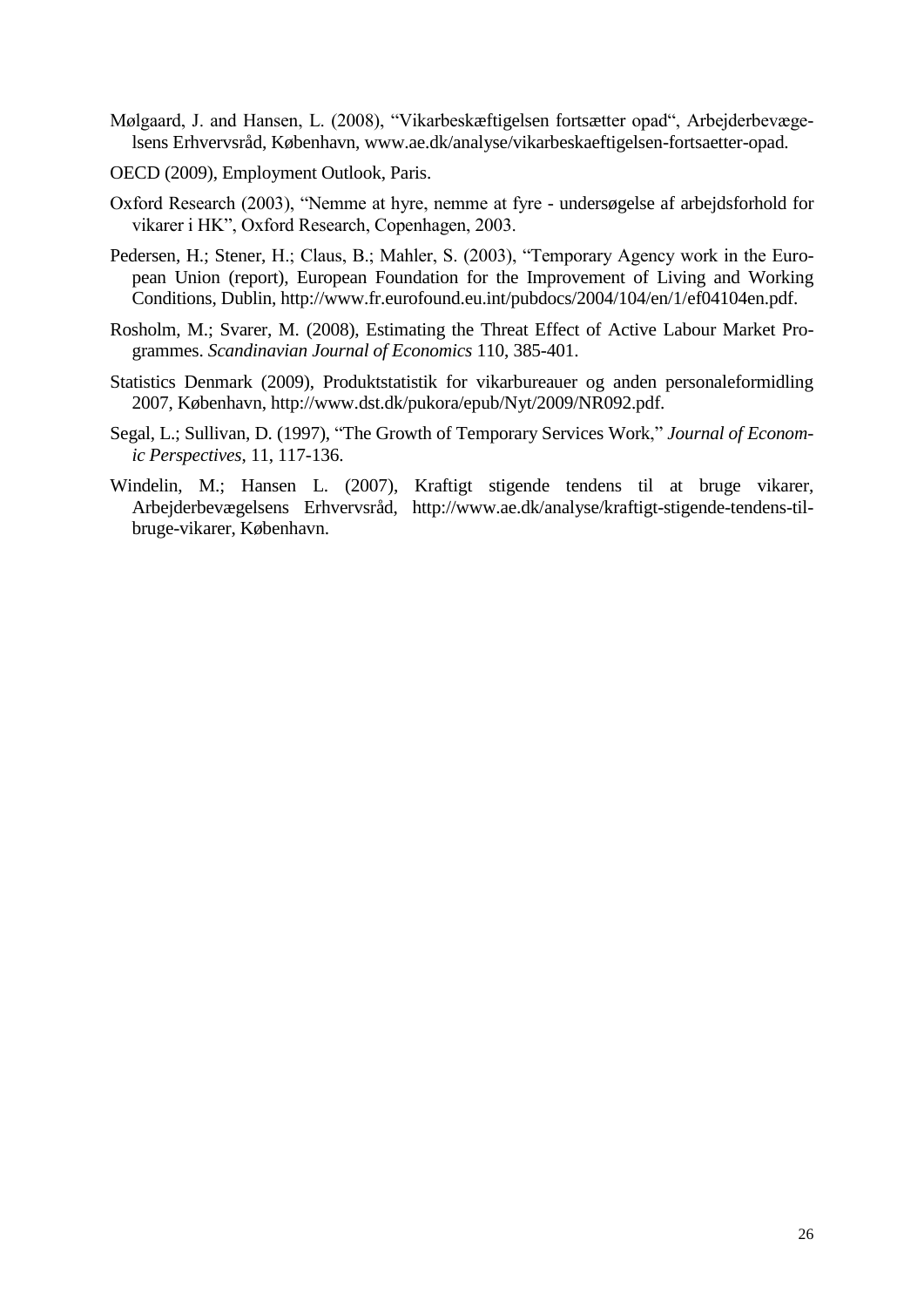Mølgaard, J. and Hansen, L. (2008), "Vikarbeskæftigelsen fortsætter opad", Arbejderbevægelsens Erhvervsråd, København, www.ae.dk/analyse/vikarbeskaeftigelsen-fortsaetter-opad.

OECD (2009), Employment Outlook, Paris.

Oxford Research (2003), "Nemme at hyre, nemme at fyre - undersøgelse af arbejdsforhold for vikarer i HK", Oxford Research, Copenhagen, 2003.

Pedersen, H.; Stener, H.; Claus, B.; Mahler, S. (2003), "Temporary Agency work in the European Union (report), European Foundation for the Improvement of Living and Working Conditions, Dublin, http://www.fr.eurofound.eu.int/pubdocs/2004/104/en/1/ef04104en.pdf.

Rosholm, M.; Svarer, M. (2008), Estimating the Threat Effect of Active Labour Market Programmes. *Scandinavian Journal of Economics* 110, 385-401.

Statistics Denmark (2009), Produktstatistik for vikarbureauer og anden personaleformidling 2007, København, http://www.dst.dk/pukora/epub/Nyt/2009/NR092.pdf.

Segal, L.; Sullivan, D. (1997), "The Growth of Temporary Services Work," *Journal of Economic Perspectives*, 11, 117-136.

Windelin, M.; Hansen L. (2007), Kraftigt stigende tendens til at bruge vikarer, Arbejderbevægelsens Erhvervsråd, http://www.ae.dk/analyse/kraftigt-stigende-tendens-til-bruge-vikarer, København.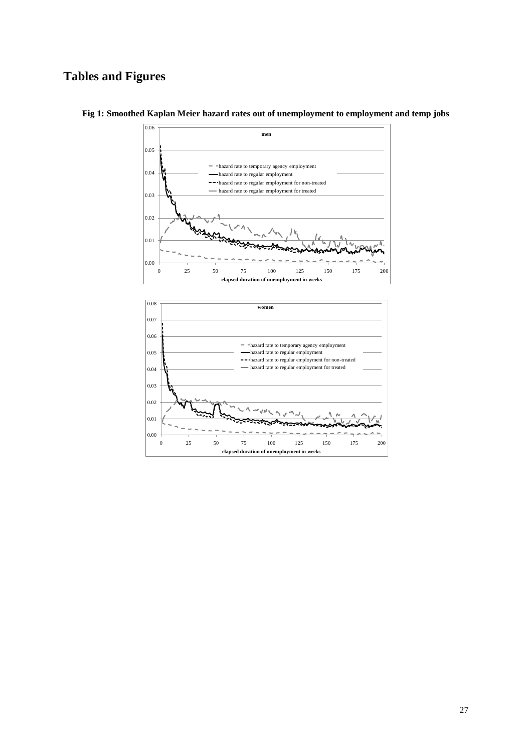# Tables and Figures

**Fig 1: Smoothed Kaplan Meier hazard rates out of unemployment to employment and temp jobs**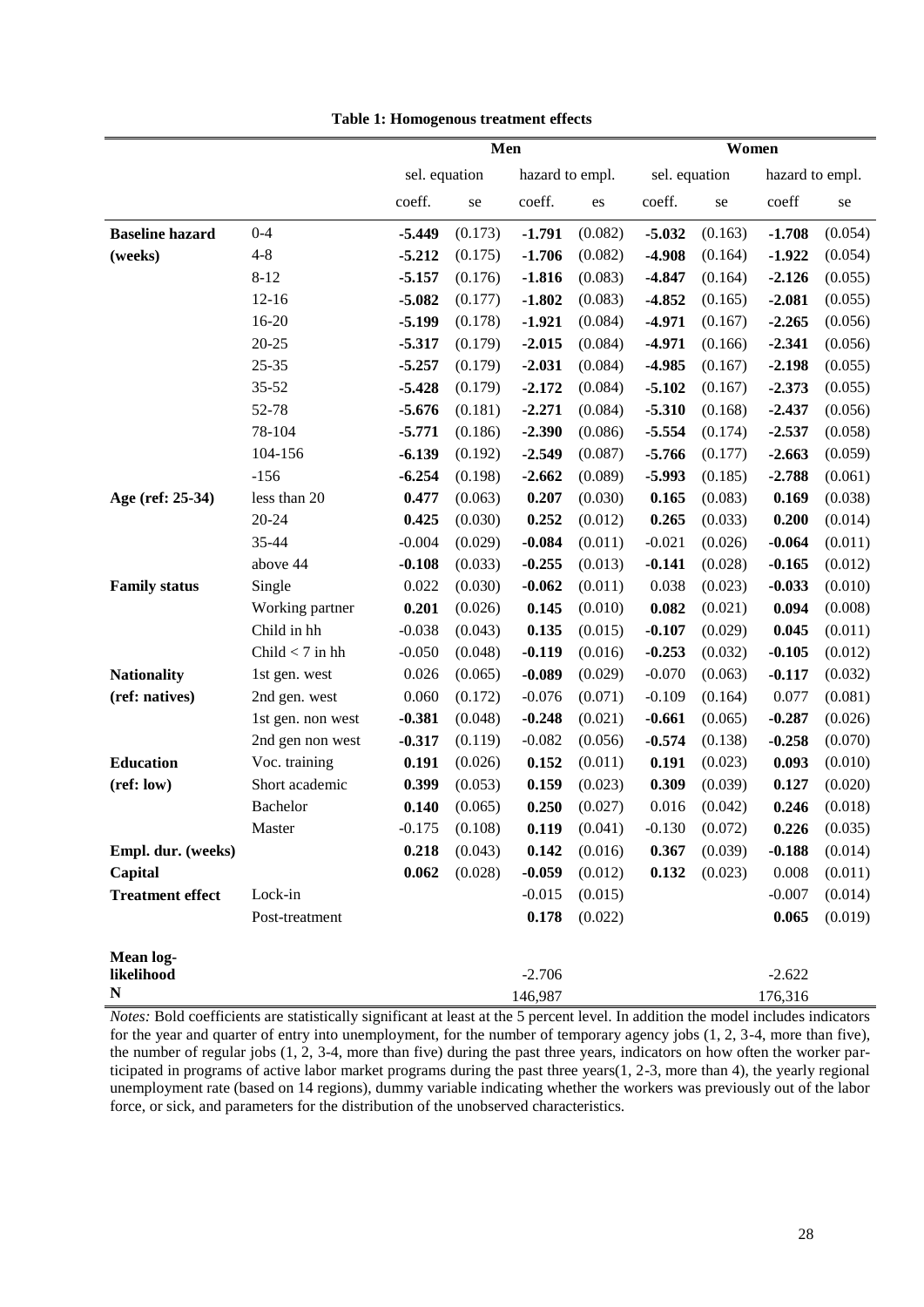**Table 1: Homogenous treatment effects**

| | | Men | | | | Women | | | |
|---|---|---|---|---|---|---|---|---|---|
| | | sel. equation | | hazard to empl. | | sel. equation | | hazard to empl. | |
| | | coeff. | se | coeff. | es | coeff. | se | coeff | se |
| **Baseline hazard** | 0-4 | **-5.449** | (0.173) | **-1.791** | (0.082) | **-5.032** | (0.163) | **-1.708** | (0.054) |
| **(weeks)** | 4-8 | **-5.212** | (0.175) | **-1.706** | (0.082) | **-4.908** | (0.164) | **-1.922** | (0.054) |
| | 8-12 | **-5.157** | (0.176) | **-1.816** | (0.083) | **-4.847** | (0.164) | **-2.126** | (0.055) |
| | 12-16 | **-5.082** | (0.177) | **-1.802** | (0.083) | **-4.852** | (0.165) | **-2.081** | (0.055) |
| | 16-20 | **-5.199** | (0.178) | **-1.921** | (0.084) | **-4.971** | (0.167) | **-2.265** | (0.056) |
| | 20-25 | **-5.317** | (0.179) | **-2.015** | (0.084) | **-4.971** | (0.166) | **-2.341** | (0.056) |
| | 25-35 | **-5.257** | (0.179) | **-2.031** | (0.084) | **-4.985** | (0.167) | **-2.198** | (0.055) |
| | 35-52 | **-5.428** | (0.179) | **-2.172** | (0.084) | **-5.102** | (0.167) | **-2.373** | (0.055) |
| | 52-78 | **-5.676** | (0.181) | **-2.271** | (0.084) | **-5.310** | (0.168) | **-2.437** | (0.056) |
| | 78-104 | **-5.771** | (0.186) | **-2.390** | (0.086) | **-5.554** | (0.174) | **-2.537** | (0.058) |
| | 104-156 | **-6.139** | (0.192) | **-2.549** | (0.087) | **-5.766** | (0.177) | **-2.663** | (0.059) |
| | -156 | **-6.254** | (0.198) | **-2.662** | (0.089) | **-5.993** | (0.185) | **-2.788** | (0.061) |
| **Age (ref: 25-34)** | less than 20 | **0.477** | (0.063) | **0.207** | (0.030) | **0.165** | (0.083) | **0.169** | (0.038) |
| | 20-24 | **0.425** | (0.030) | **0.252** | (0.012) | **0.265** | (0.033) | **0.200** | (0.014) |
| | 35-44 | -0.004 | (0.029) | **-0.084** | (0.011) | -0.021 | (0.026) | **-0.064** | (0.011) |
| | above 44 | **-0.108** | (0.033) | **-0.255** | (0.013) | **-0.141** | (0.028) | **-0.165** | (0.012) |
| **Family status** | Single | 0.022 | (0.030) | **-0.062** | (0.011) | 0.038 | (0.023) | **-0.033** | (0.010) |
| | Working partner | **0.201** | (0.026) | **0.145** | (0.010) | **0.082** | (0.021) | **0.094** | (0.008) |
| | Child in hh | -0.038 | (0.043) | **0.135** | (0.015) | **-0.107** | (0.029) | **0.045** | (0.011) |
| | Child < 7 in hh | -0.050 | (0.048) | **-0.119** | (0.016) | **-0.253** | (0.032) | **-0.105** | (0.012) |
| **Nationality** | 1st gen. west | 0.026 | (0.065) | **-0.089** | (0.029) | -0.070 | (0.063) | **-0.117** | (0.032) |
| **(ref: natives)** | 2nd gen. west | 0.060 | (0.172) | -0.076 | (0.071) | -0.109 | (0.164) | 0.077 | (0.081) |
| | 1st gen. non west | **-0.381** | (0.048) | **-0.248** | (0.021) | **-0.661** | (0.065) | **-0.287** | (0.026) |
| | 2nd gen non west | **-0.317** | (0.119) | -0.082 | (0.056) | **-0.574** | (0.138) | **-0.258** | (0.070) |
| **Education** | Voc. training | **0.191** | (0.026) | **0.152** | (0.011) | **0.191** | (0.023) | **0.093** | (0.010) |
| **(ref: low)** | Short academic | **0.399** | (0.053) | **0.159** | (0.023) | **0.309** | (0.039) | **0.127** | (0.020) |
| | Bachelor | **0.140** | (0.065) | **0.250** | (0.027) | 0.016 | (0.042) | **0.246** | (0.018) |
| | Master | -0.175 | (0.108) | **0.119** | (0.041) | -0.130 | (0.072) | **0.226** | (0.035) |
| **Empl. dur. (weeks)** | | **0.218** | (0.043) | **0.142** | (0.016) | **0.367** | (0.039) | **-0.188** | (0.014) |
| **Capital** | | **0.062** | (0.028) | **-0.059** | (0.012) | **0.132** | (0.023) | 0.008 | (0.011) |
| **Treatment effect** | Lock-in | | | -0.015 | (0.015) | | | -0.007 | (0.014) |
| | Post-treatment | | | **0.178** | (0.022) | | | **0.065** | (0.019) |
| **Mean log-likelihood** | | | | -2.706 | | | | -2.622 | |
| **N** | | | | 146,987 | | | | 176,316 | |

*Notes:* Bold coefficients are statistically significant at least at the 5 percent level. In addition the model includes indicators for the year and quarter of entry into unemployment, for the number of temporary agency jobs (1, 2, 3-4, more than five), the number of regular jobs (1, 2, 3-4, more than five) during the past three years, indicators on how often the worker participated in programs of active labor market programs during the past three years(1, 2-3, more than 4), the yearly regional unemployment rate (based on 14 regions), dummy variable indicating whether the workers was previously out of the labor force, or sick, and parameters for the distribution of the unobserved characteristics.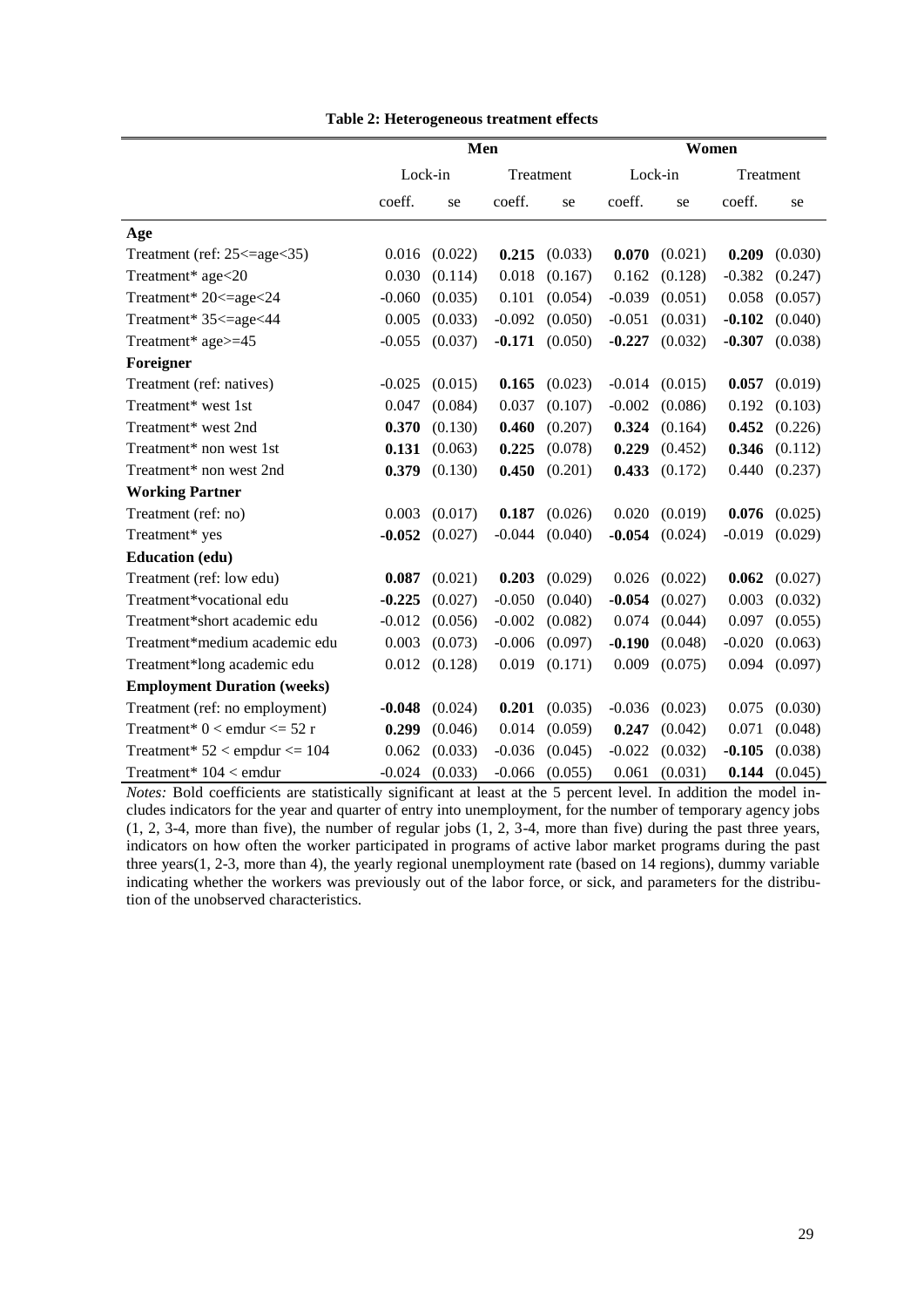**Table 2: Heterogeneous treatment effects**

| | Men | | | | Women | | | |
|---|---|---|---|---|---|---|---|---|
| | Lock-in | | Treatment | | Lock-in | | Treatment | |
| | coeff. | se | coeff. | se | coeff. | se | coeff. | se |
| **Age** | | | | | | | | |
| Treatment (ref: 25<=age<35) | 0.016 | (0.022) | **0.215** | (0.033) | **0.070** | (0.021) | **0.209** | (0.030) |
| Treatment* age<20 | 0.030 | (0.114) | 0.018 | (0.167) | 0.162 | (0.128) | -0.382 | (0.247) |
| Treatment* 20<=age<24 | -0.060 | (0.035) | 0.101 | (0.054) | -0.039 | (0.051) | 0.058 | (0.057) |
| Treatment* 35<=age<44 | 0.005 | (0.033) | -0.092 | (0.050) | -0.051 | (0.031) | **-0.102** | (0.040) |
| Treatment* age>=45 | -0.055 | (0.037) | **-0.171** | (0.050) | **-0.227** | (0.032) | **-0.307** | (0.038) |
| **Foreigner** | | | | | | | | |
| Treatment (ref: natives) | -0.025 | (0.015) | **0.165** | (0.023) | -0.014 | (0.015) | **0.057** | (0.019) |
| Treatment* west 1st | 0.047 | (0.084) | 0.037 | (0.107) | -0.002 | (0.086) | 0.192 | (0.103) |
| Treatment* west 2nd | **0.370** | (0.130) | **0.460** | (0.207) | **0.324** | (0.164) | **0.452** | (0.226) |
| Treatment* non west 1st | **0.131** | (0.063) | **0.225** | (0.078) | **0.229** | (0.452) | **0.346** | (0.112) |
| Treatment* non west 2nd | **0.379** | (0.130) | **0.450** | (0.201) | **0.433** | (0.172) | 0.440 | (0.237) |
| **Working Partner** | | | | | | | | |
| Treatment (ref: no) | 0.003 | (0.017) | **0.187** | (0.026) | 0.020 | (0.019) | **0.076** | (0.025) |
| Treatment* yes | **-0.052** | (0.027) | -0.044 | (0.040) | **-0.054** | (0.024) | -0.019 | (0.029) |
| **Education (edu)** | | | | | | | | |
| Treatment (ref: low edu) | **0.087** | (0.021) | **0.203** | (0.029) | 0.026 | (0.022) | **0.062** | (0.027) |
| Treatment*vocational edu | **-0.225** | (0.027) | -0.050 | (0.040) | **-0.054** | (0.027) | 0.003 | (0.032) |
| Treatment*short academic edu | -0.012 | (0.056) | -0.002 | (0.082) | 0.074 | (0.044) | 0.097 | (0.055) |
| Treatment*medium academic edu | 0.003 | (0.073) | -0.006 | (0.097) | **-0.190** | (0.048) | -0.020 | (0.063) |
| Treatment*long academic edu | 0.012 | (0.128) | 0.019 | (0.171) | 0.009 | (0.075) | 0.094 | (0.097) |
| **Employment Duration (weeks)** | | | | | | | | |
| Treatment (ref: no employment) | **-0.048** | (0.024) | **0.201** | (0.035) | -0.036 | (0.023) | 0.075 | (0.030) |
| Treatment* 0 < emdur <= 52 r | **0.299** | (0.046) | 0.014 | (0.059) | **0.247** | (0.042) | 0.071 | (0.048) |
| Treatment* 52 < empdur <= 104 | 0.062 | (0.033) | -0.036 | (0.045) | -0.022 | (0.032) | **-0.105** | (0.038) |
| Treatment* 104 < emdur | -0.024 | (0.033) | -0.066 | (0.055) | 0.061 | (0.031) | **0.144** | (0.045) |

*Notes:* Bold coefficients are statistically significant at least at the 5 percent level. In addition the model includes indicators for the year and quarter of entry into unemployment, for the number of temporary agency jobs (1, 2, 3-4, more than five), the number of regular jobs (1, 2, 3-4, more than five) during the past three years, indicators on how often the worker participated in programs of active labor market programs during the past three years(1, 2-3, more than 4), the yearly regional unemployment rate (based on 14 regions), dummy variable indicating whether the workers was previously out of the labor force, or sick, and parameters for the distribution of the unobserved characteristics.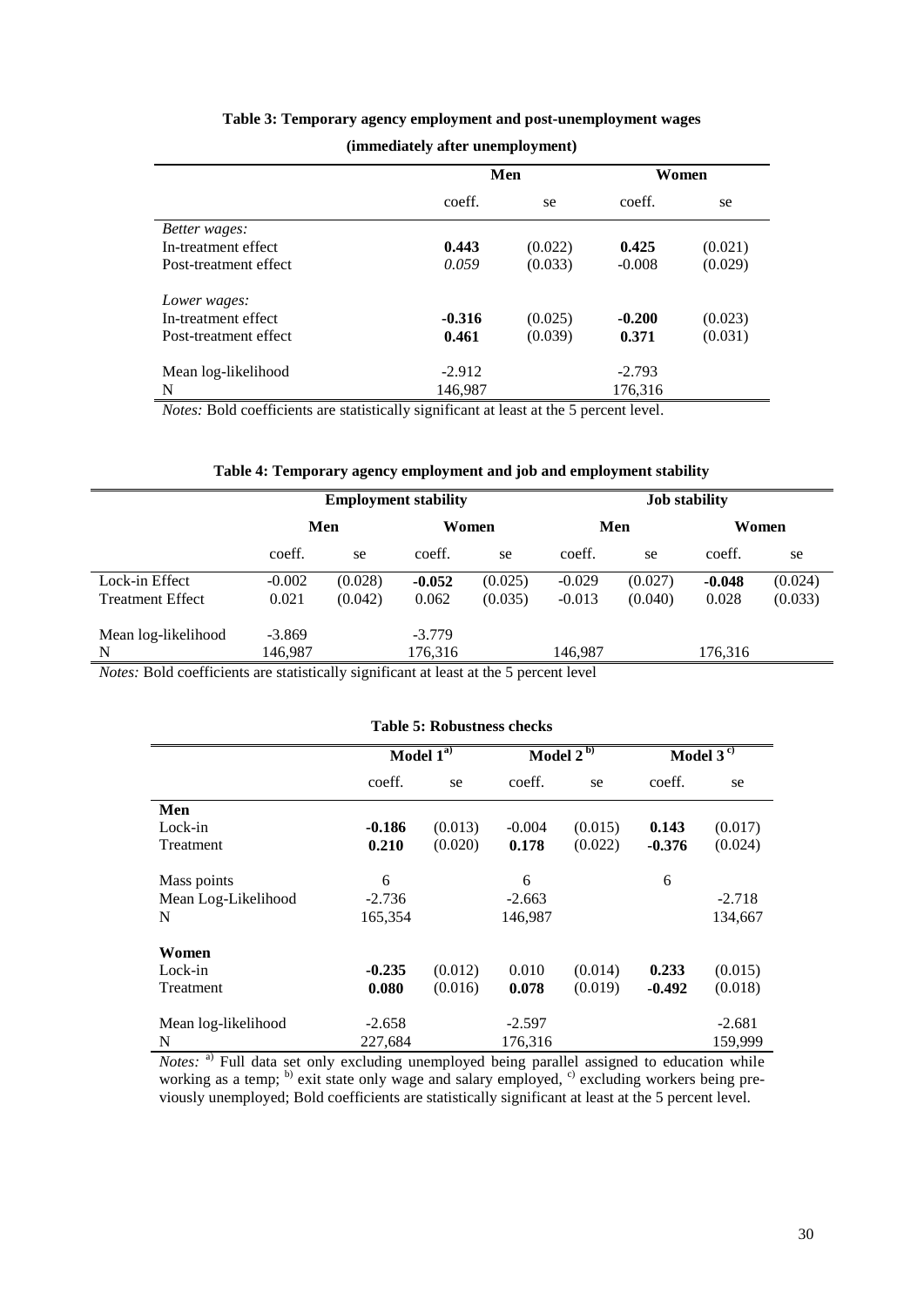**Table 3: Temporary agency employment and post-unemployment wages**

**(immediately after unemployment)**

| | Men | | Women | |
|---|---|---|---|---|
| | coeff. | se | coeff. | se |
| *Better wages:* | | | | |
| In-treatment effect | **0.443** | (0.022) | **0.425** | (0.021) |
| Post-treatment effect | *0.059* | (0.033) | -0.008 | (0.029) |
| *Lower wages:* | | | | |
| In-treatment effect | **-0.316** | (0.025) | **-0.200** | (0.023) |
| Post-treatment effect | **0.461** | (0.039) | **0.371** | (0.031) |
| Mean log-likelihood | -2.912 | | -2.793 | |
| N | 146,987 | | 176,316 | |

*Notes:* Bold coefficients are statistically significant at least at the 5 percent level.

**Table 4: Temporary agency employment and job and employment stability**

| | Employment stability | | | | Job stability | | | |
|---|---|---|---|---|---|---|---|---|
| | Men | | Women | | Men | | Women | |
| | coeff. | se | coeff. | se | coeff. | se | coeff. | se |
| Lock-in Effect | -0.002 | (0.028) | **-0.052** | (0.025) | -0.029 | (0.027) | **-0.048** | (0.024) |
| Treatment Effect | 0.021 | (0.042) | 0.062 | (0.035) | -0.013 | (0.040) | 0.028 | (0.033) |
| Mean log-likelihood | -3.869 | | -3.779 | | | | | |
| N | 146,987 | | 176,316 | | 146,987 | | 176,316 | |

*Notes:* Bold coefficients are statistically significant at least at the 5 percent level

**Table 5: Robustness checks**

| | Model 1 [a)] | | Model 2 [b)] | | Model 3 [c)] | |
|---|---|---|---|---|---|---|
| | coeff. | se | coeff. | se | coeff. | se |
| **Men** | | | | | | |
| Lock-in | **-0.186** | (0.013) | -0.004 | (0.015) | **0.143** | (0.017) |
| Treatment | **0.210** | (0.020) | **0.178** | (0.022) | **-0.376** | (0.024) |
| Mass points | 6 | | 6 | | 6 | |
| Mean Log-Likelihood | -2.736 | | -2.663 | | | -2.718 |
| N | 165,354 | | 146,987 | | | 134,667 |
| **Women** | | | | | | |
| Lock-in | **-0.235** | (0.012) | 0.010 | (0.014) | **0.233** | (0.015) |
| Treatment | **0.080** | (0.016) | **0.078** | (0.019) | **-0.492** | (0.018) |
| Mean log-likelihood | -2.658 | | -2.597 | | | -2.681 |
| N | 227,684 | | 176,316 | | | 159,999 |

*Notes:* [a)] Full data set only excluding unemployed being parallel assigned to education while working as a temp; [b)] exit state only wage and salary employed, [c)] excluding workers being previously unemployed; Bold coefficients are statistically significant at least at the 5 percent level.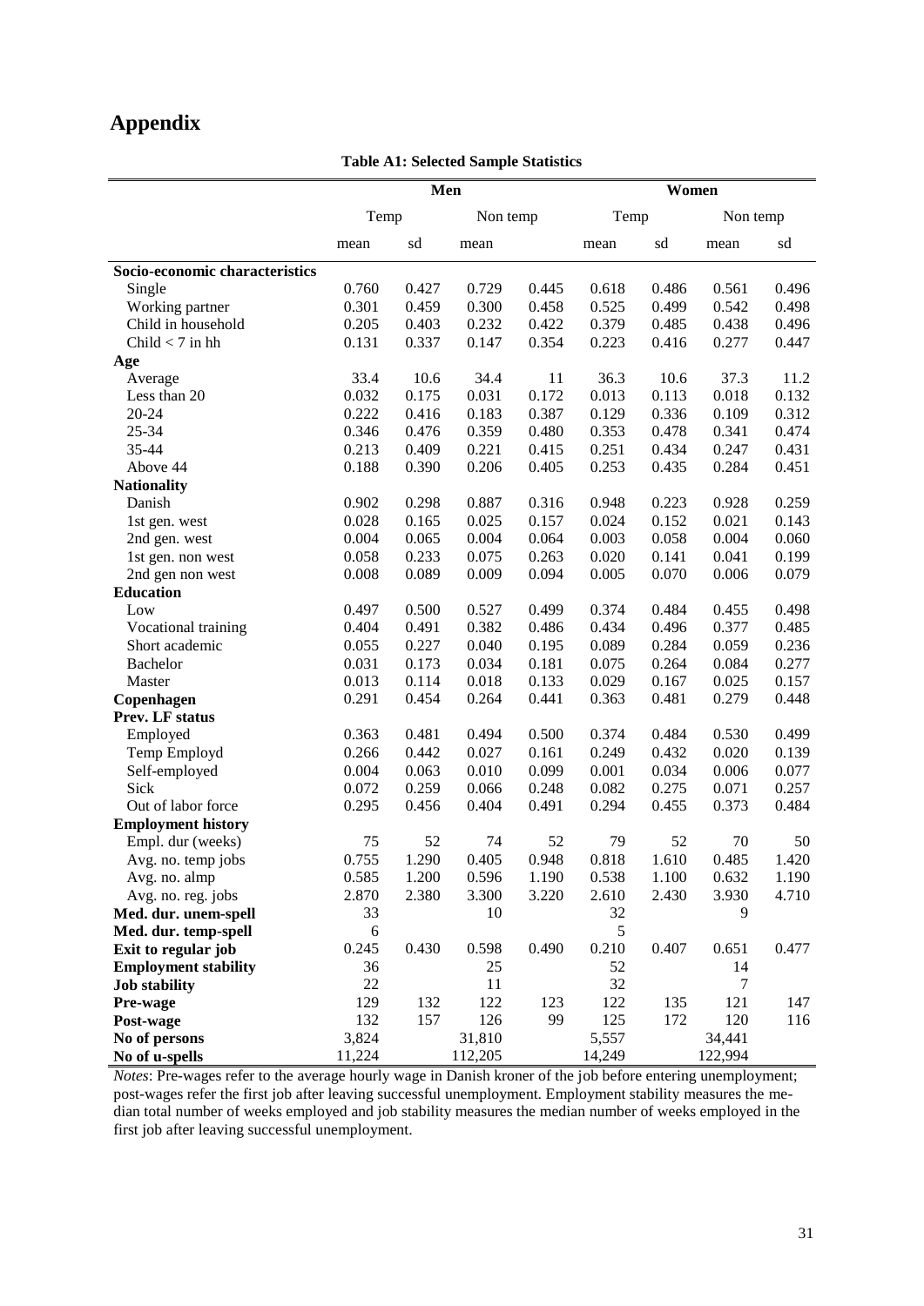# Appendix

**Table A1: Selected Sample Statistics**

| | Men | | | | Women | | | |
|---|---|---|---|---|---|---|---|---|
| | Temp | | Non temp | | Temp | | Non temp | |
| | mean | sd | mean | | mean | sd | mean | sd |
| **Socio-economic characteristics** | | | | | | | | |
| Single | 0.760 | 0.427 | 0.729 | 0.445 | 0.618 | 0.486 | 0.561 | 0.496 |
| Working partner | 0.301 | 0.459 | 0.300 | 0.458 | 0.525 | 0.499 | 0.542 | 0.498 |
| Child in household | 0.205 | 0.403 | 0.232 | 0.422 | 0.379 | 0.485 | 0.438 | 0.496 |
| Child < 7 in hh | 0.131 | 0.337 | 0.147 | 0.354 | 0.223 | 0.416 | 0.277 | 0.447 |
| **Age** | | | | | | | | |
| Average | 33.4 | 10.6 | 34.4 | 11 | 36.3 | 10.6 | 37.3 | 11.2 |
| Less than 20 | 0.032 | 0.175 | 0.031 | 0.172 | 0.013 | 0.113 | 0.018 | 0.132 |
| 20-24 | 0.222 | 0.416 | 0.183 | 0.387 | 0.129 | 0.336 | 0.109 | 0.312 |
| 25-34 | 0.346 | 0.476 | 0.359 | 0.480 | 0.353 | 0.478 | 0.341 | 0.474 |
| 35-44 | 0.213 | 0.409 | 0.221 | 0.415 | 0.251 | 0.434 | 0.247 | 0.431 |
| Above 44 | 0.188 | 0.390 | 0.206 | 0.405 | 0.253 | 0.435 | 0.284 | 0.451 |
| **Nationality** | | | | | | | | |
| Danish | 0.902 | 0.298 | 0.887 | 0.316 | 0.948 | 0.223 | 0.928 | 0.259 |
| 1st gen. west | 0.028 | 0.165 | 0.025 | 0.157 | 0.024 | 0.152 | 0.021 | 0.143 |
| 2nd gen. west | 0.004 | 0.065 | 0.004 | 0.064 | 0.003 | 0.058 | 0.004 | 0.060 |
| 1st gen. non west | 0.058 | 0.233 | 0.075 | 0.263 | 0.020 | 0.141 | 0.041 | 0.199 |
| 2nd gen non west | 0.008 | 0.089 | 0.009 | 0.094 | 0.005 | 0.070 | 0.006 | 0.079 |
| **Education** | | | | | | | | |
| Low | 0.497 | 0.500 | 0.527 | 0.499 | 0.374 | 0.484 | 0.455 | 0.498 |
| Vocational training | 0.404 | 0.491 | 0.382 | 0.486 | 0.434 | 0.496 | 0.377 | 0.485 |
| Short academic | 0.055 | 0.227 | 0.040 | 0.195 | 0.089 | 0.284 | 0.059 | 0.236 |
| Bachelor | 0.031 | 0.173 | 0.034 | 0.181 | 0.075 | 0.264 | 0.084 | 0.277 |
| Master | 0.013 | 0.114 | 0.018 | 0.133 | 0.029 | 0.167 | 0.025 | 0.157 |
| **Copenhagen** | 0.291 | 0.454 | 0.264 | 0.441 | 0.363 | 0.481 | 0.279 | 0.448 |
| **Prev. LF status** | | | | | | | | |
| Employed | 0.363 | 0.481 | 0.494 | 0.500 | 0.374 | 0.484 | 0.530 | 0.499 |
| Temp Employd | 0.266 | 0.442 | 0.027 | 0.161 | 0.249 | 0.432 | 0.020 | 0.139 |
| Self-employed | 0.004 | 0.063 | 0.010 | 0.099 | 0.001 | 0.034 | 0.006 | 0.077 |
| Sick | 0.072 | 0.259 | 0.066 | 0.248 | 0.082 | 0.275 | 0.071 | 0.257 |
| Out of labor force | 0.295 | 0.456 | 0.404 | 0.491 | 0.294 | 0.455 | 0.373 | 0.484 |
| **Employment history** | | | | | | | | |
| Empl. dur (weeks) | 75 | 52 | 74 | 52 | 79 | 52 | 70 | 50 |
| Avg. no. temp jobs | 0.755 | 1.290 | 0.405 | 0.948 | 0.818 | 1.610 | 0.485 | 1.420 |
| Avg. no. almp | 0.585 | 1.200 | 0.596 | 1.190 | 0.538 | 1.100 | 0.632 | 1.190 |
| Avg. no. reg. jobs | 2.870 | 2.380 | 3.300 | 3.220 | 2.610 | 2.430 | 3.930 | 4.710 |
| **Med. dur. unem-spell** | 33 | | 10 | | 32 | | 9 | |
| **Med. dur. temp-spell** | 6 | | | | 5 | | | |
| **Exit to regular job** | 0.245 | 0.430 | 0.598 | 0.490 | 0.210 | 0.407 | 0.651 | 0.477 |
| **Employment stability** | 36 | | 25 | | 52 | | 14 | |
| **Job stability** | 22 | | 11 | | 32 | | 7 | |
| **Pre-wage** | 129 | 132 | 122 | 123 | 122 | 135 | 121 | 147 |
| **Post-wage** | 132 | 157 | 126 | 99 | 125 | 172 | 120 | 116 |
| **No of persons** | 3,824 | | 31,810 | | 5,557 | | 34,441 | |
| **No of u-spells** | 11,224 | | 112,205 | | 14,249 | | 122,994 | |

*Notes*: Pre-wages refer to the average hourly wage in Danish kroner of the job before entering unemployment; post-wages refer the first job after leaving successful unemployment. Employment stability measures the median total number of weeks employed and job stability measures the median number of weeks employed in the first job after leaving successful unemployment.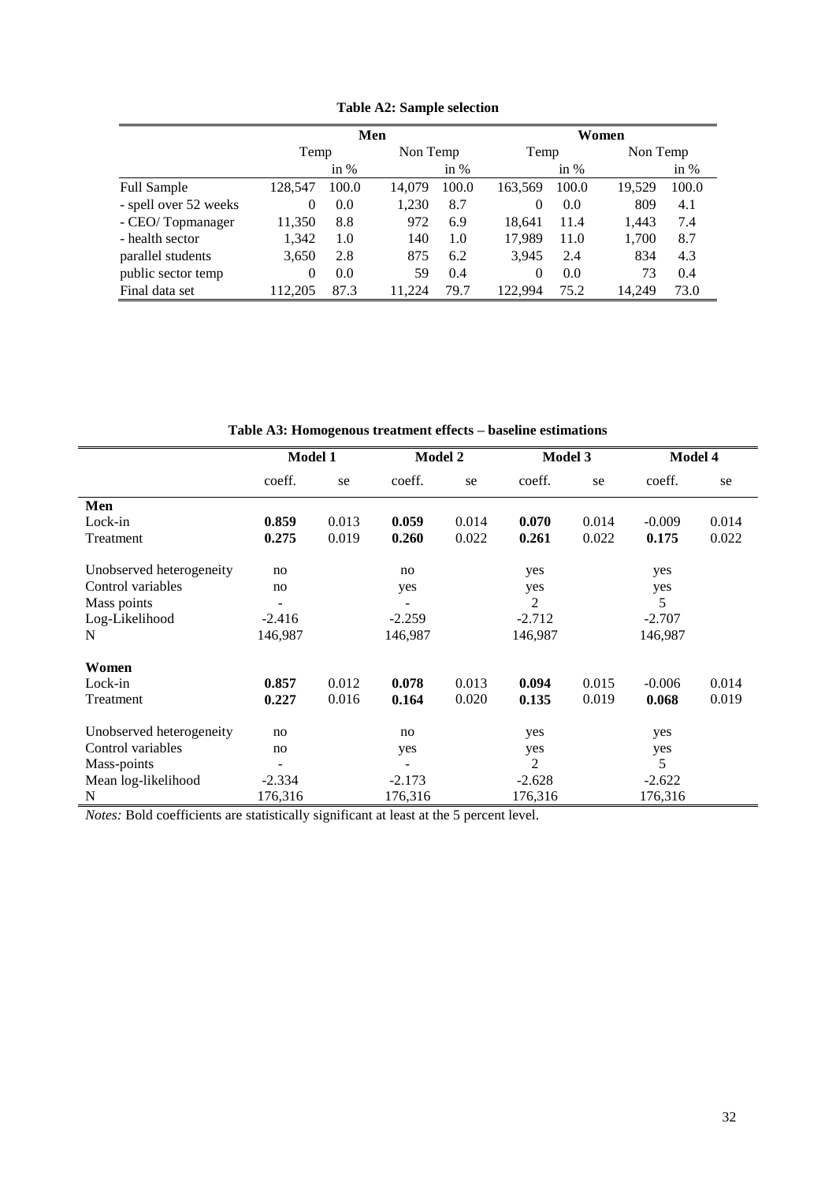**Table A2: Sample selection**

| | Men | | | | Women | | | |
|---|---|---|---|---|---|---|---|---|
| | Temp | | Non Temp | | Temp | | Non Temp | |
| | | in % | | in % | | in % | | in % |
| Full Sample | 128,547 | 100.0 | 14,079 | 100.0 | 163,569 | 100.0 | 19,529 | 100.0 |
| - spell over 52 weeks | 0 | 0.0 | 1,230 | 8.7 | 0 | 0.0 | 809 | 4.1 |
| - CEO/ Topmanager | 11,350 | 8.8 | 972 | 6.9 | 18,641 | 11.4 | 1,443 | 7.4 |
| - health sector | 1,342 | 1.0 | 140 | 1.0 | 17,989 | 11.0 | 1,700 | 8.7 |
| parallel students | 3,650 | 2.8 | 875 | 6.2 | 3,945 | 2.4 | 834 | 4.3 |
| public sector temp | 0 | 0.0 | 59 | 0.4 | 0 | 0.0 | 73 | 0.4 |
| Final data set | 112,205 | 87.3 | 11,224 | 79.7 | 122,994 | 75.2 | 14,249 | 73.0 |

**Table A3: Homogenous treatment effects – baseline estimations**

| | Model 1 | | Model 2 | | Model 3 | | Model 4 | |
|---|---|---|---|---|---|---|---|---|
| | coeff. | se | coeff. | se | coeff. | se | coeff. | se |
| **Men** | | | | | | | | |
| Lock-in | **0.859** | 0.013 | **0.059** | 0.014 | **0.070** | 0.014 | -0.009 | 0.014 |
| Treatment | **0.275** | 0.019 | **0.260** | 0.022 | **0.261** | 0.022 | **0.175** | 0.022 |
| Unobserved heterogeneity | no | | no | | yes | | yes | |
| Control variables | no | | yes | | yes | | yes | |
| Mass points | - | | - | | 2 | | 5 | |
| Log-Likelihood | -2.416 | | -2.259 | | -2.712 | | -2.707 | |
| N | 146,987 | | 146,987 | | 146,987 | | 146,987 | |
| **Women** | | | | | | | | |
| Lock-in | **0.857** | 0.012 | **0.078** | 0.013 | **0.094** | 0.015 | -0.006 | 0.014 |
| Treatment | **0.227** | 0.016 | **0.164** | 0.020 | **0.135** | 0.019 | **0.068** | 0.019 |
| Unobserved heterogeneity | no | | no | | yes | | yes | |
| Control variables | no | | yes | | yes | | yes | |
| Mass-points | - | | - | | 2 | | 5 | |
| Mean log-likelihood | -2.334 | | -2.173 | | -2.628 | | -2.622 | |
| N | 176,316 | | 176,316 | | 176,316 | | 176,316 | |

*Notes:* Bold coefficients are statistically significant at least at the 5 percent level.